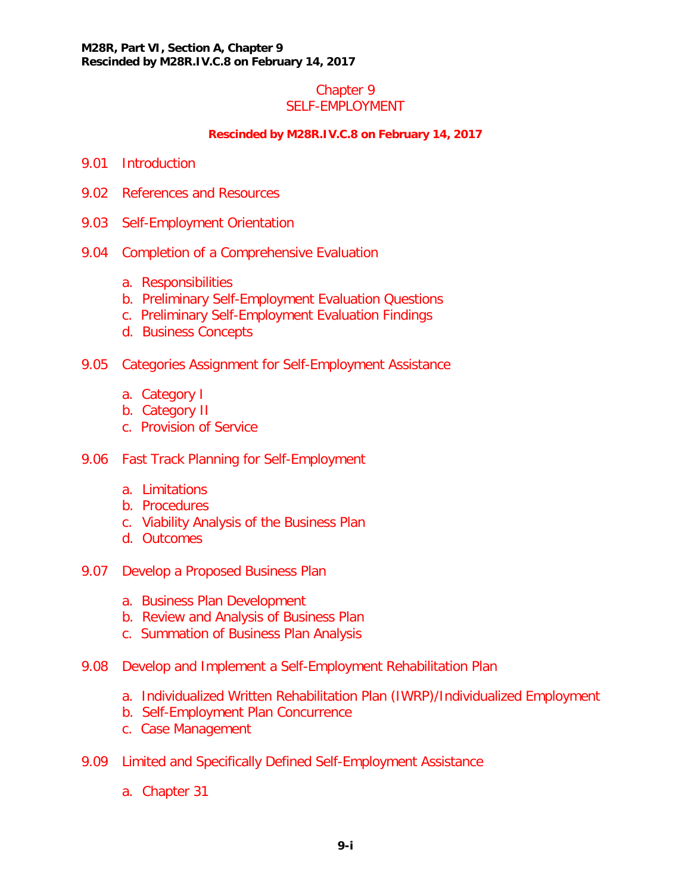# Chapter 9
# SELF-EMPLOYMENT

**Rescinded by M28R.IV.C.8 on February 14, 2017**

9.01 Introduction

9.02 References and Resources

9.03 Self-Employment Orientation

9.04 Completion of a Comprehensive Evaluation

- a. Responsibilities
- b. Preliminary Self-Employment Evaluation Questions
- c. Preliminary Self-Employment Evaluation Findings
- d. Business Concepts

9.05 Categories Assignment for Self-Employment Assistance

- a. Category I
- b. Category II
- c. Provision of Service

9.06 Fast Track Planning for Self-Employment

- a. Limitations
- b. Procedures
- c. Viability Analysis of the Business Plan
- d. Outcomes

9.07 Develop a Proposed Business Plan

- a. Business Plan Development
- b. Review and Analysis of Business Plan
- c. Summation of Business Plan Analysis

9.08 Develop and Implement a Self-Employment Rehabilitation Plan

- a. Individualized Written Rehabilitation Plan (IWRP)/Individualized Employment
- b. Self-Employment Plan Concurrence
- c. Case Management

9.09 Limited and Specifically Defined Self-Employment Assistance

- a. Chapter 31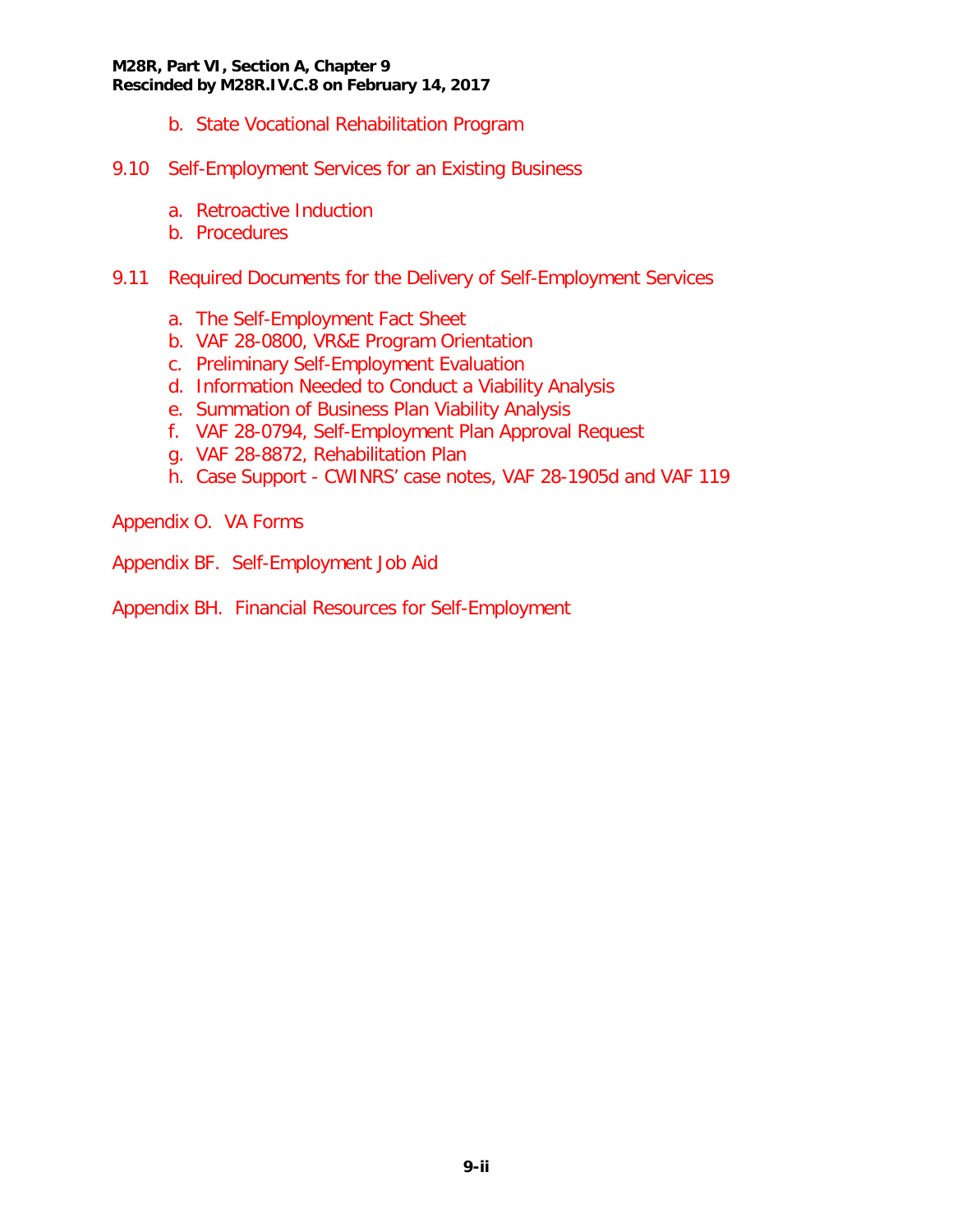b. State Vocational Rehabilitation Program

9.10 Self-Employment Services for an Existing Business

a. Retroactive Induction
b. Procedures

9.11 Required Documents for the Delivery of Self-Employment Services

a. The Self-Employment Fact Sheet
b. VAF 28-0800, VR&E Program Orientation
c. Preliminary Self-Employment Evaluation
d. Information Needed to Conduct a Viability Analysis
e. Summation of Business Plan Viability Analysis
f. VAF 28-0794, Self-Employment Plan Approval Request
g. VAF 28-8872, Rehabilitation Plan
h. Case Support - CWINRS' case notes, VAF 28-1905d and VAF 119

Appendix O. VA Forms

Appendix BF. Self-Employment Job Aid

Appendix BH. Financial Resources for Self-Employment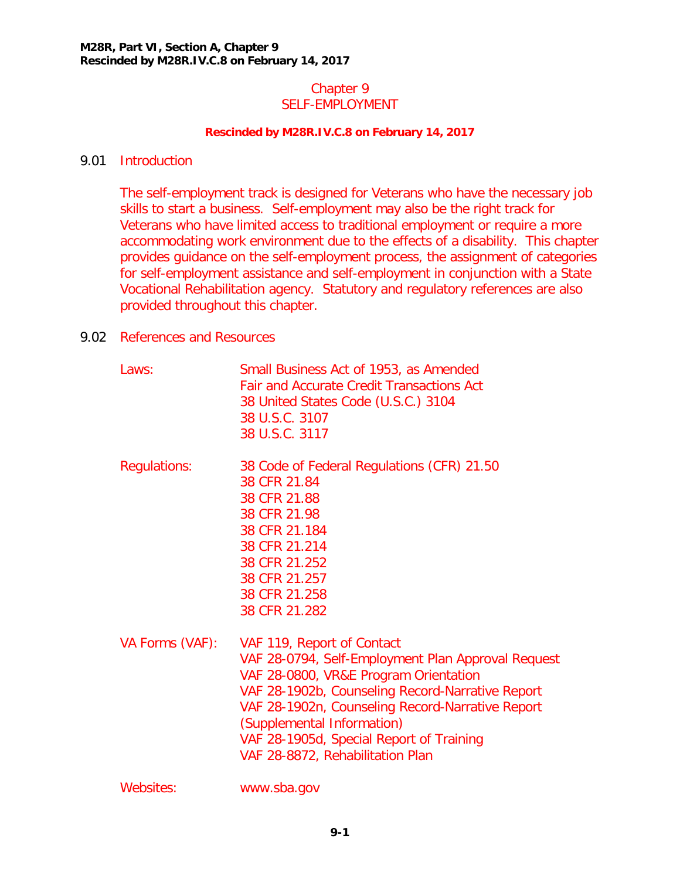# Chapter 9
# SELF-EMPLOYMENT

**Rescinded by M28R.IV.C.8 on February 14, 2017**

## 9.01 Introduction

The self-employment track is designed for Veterans who have the necessary job skills to start a business. Self-employment may also be the right track for Veterans who have limited access to traditional employment or require a more accommodating work environment due to the effects of a disability. This chapter provides guidance on the self-employment process, the assignment of categories for self-employment assistance and self-employment in conjunction with a State Vocational Rehabilitation agency. Statutory and regulatory references are also provided throughout this chapter.

## 9.02 References and Resources

| | |
|---|---|
| Laws: | Small Business Act of 1953, as Amended<br>Fair and Accurate Credit Transactions Act<br>38 United States Code (U.S.C.) 3104<br>38 U.S.C. 3107<br>38 U.S.C. 3117 |
| Regulations: | 38 Code of Federal Regulations (CFR) 21.50<br>38 CFR 21.84<br>38 CFR 21.88<br>38 CFR 21.98<br>38 CFR 21.184<br>38 CFR 21.214<br>38 CFR 21.252<br>38 CFR 21.257<br>38 CFR 21.258<br>38 CFR 21.282 |
| VA Forms (VAF): | VAF 119, Report of Contact<br>VAF 28-0794, Self-Employment Plan Approval Request<br>VAF 28-0800, VR&E Program Orientation<br>VAF 28-1902b, Counseling Record-Narrative Report<br>VAF 28-1902n, Counseling Record-Narrative Report (Supplemental Information)<br>VAF 28-1905d, Special Report of Training<br>VAF 28-8872, Rehabilitation Plan |
| Websites: | www.sba.gov |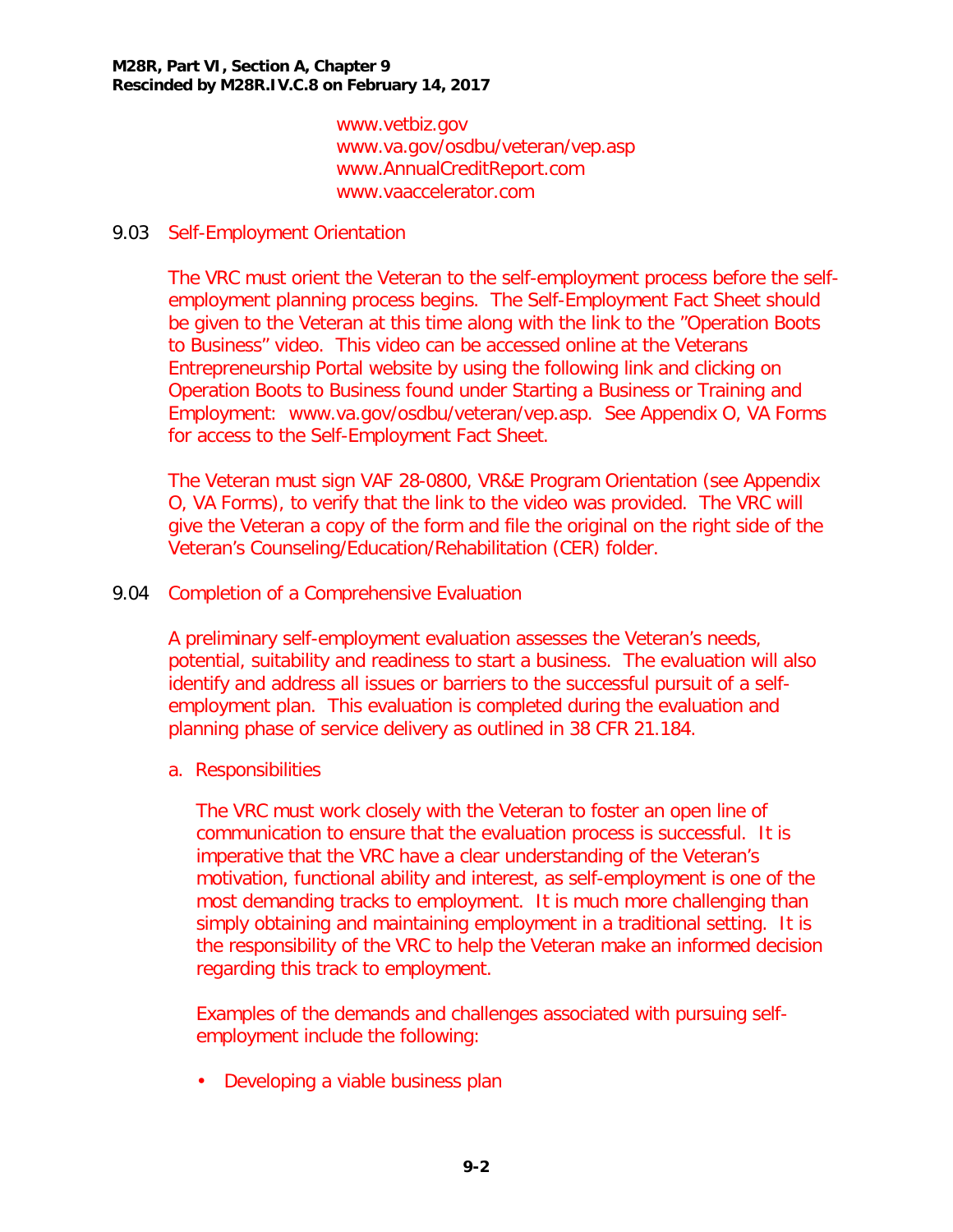www.vetbiz.gov
www.va.gov/osdbu/veteran/vep.asp
www.AnnualCreditReport.com
www.vaaccelerator.com

## 9.03 Self-Employment Orientation

The VRC must orient the Veteran to the self-employment process before the self-employment planning process begins. The Self-Employment Fact Sheet should be given to the Veteran at this time along with the link to the "Operation Boots to Business" video. This video can be accessed online at the Veterans Entrepreneurship Portal website by using the following link and clicking on Operation Boots to Business found under Starting a Business or Training and Employment: www.va.gov/osdbu/veteran/vep.asp. See Appendix O, VA Forms for access to the Self-Employment Fact Sheet.

The Veteran must sign VAF 28-0800, VR&E Program Orientation (see Appendix O, VA Forms), to verify that the link to the video was provided. The VRC will give the Veteran a copy of the form and file the original on the right side of the Veteran's Counseling/Education/Rehabilitation (CER) folder.

## 9.04 Completion of a Comprehensive Evaluation

A preliminary self-employment evaluation assesses the Veteran's needs, potential, suitability and readiness to start a business. The evaluation will also identify and address all issues or barriers to the successful pursuit of a self-employment plan. This evaluation is completed during the evaluation and planning phase of service delivery as outlined in 38 CFR 21.184.

### a. Responsibilities

The VRC must work closely with the Veteran to foster an open line of communication to ensure that the evaluation process is successful. It is imperative that the VRC have a clear understanding of the Veteran's motivation, functional ability and interest, as self-employment is one of the most demanding tracks to employment. It is much more challenging than simply obtaining and maintaining employment in a traditional setting. It is the responsibility of the VRC to help the Veteran make an informed decision regarding this track to employment.

Examples of the demands and challenges associated with pursuing self-employment include the following:

- Developing a viable business plan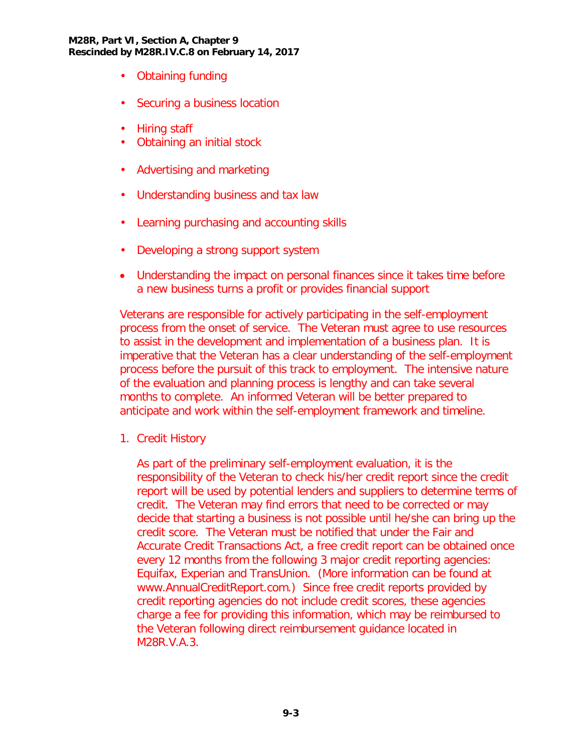- Obtaining funding
- Securing a business location
- Hiring staff
- Obtaining an initial stock
- Advertising and marketing
- Understanding business and tax law
- Learning purchasing and accounting skills
- Developing a strong support system
- Understanding the impact on personal finances since it takes time before a new business turns a profit or provides financial support

Veterans are responsible for actively participating in the self-employment process from the onset of service. The Veteran must agree to use resources to assist in the development and implementation of a business plan. It is imperative that the Veteran has a clear understanding of the self-employment process before the pursuit of this track to employment. The intensive nature of the evaluation and planning process is lengthy and can take several months to complete. An informed Veteran will be better prepared to anticipate and work within the self-employment framework and timeline.

1. Credit History

   As part of the preliminary self-employment evaluation, it is the responsibility of the Veteran to check his/her credit report since the credit report will be used by potential lenders and suppliers to determine terms of credit. The Veteran may find errors that need to be corrected or may decide that starting a business is not possible until he/she can bring up the credit score. The Veteran must be notified that under the Fair and Accurate Credit Transactions Act, a free credit report can be obtained once every 12 months from the following 3 major credit reporting agencies: Equifax, Experian and TransUnion. (More information can be found at www.AnnualCreditReport.com.) Since free credit reports provided by credit reporting agencies do not include credit scores, these agencies charge a fee for providing this information, which may be reimbursed to the Veteran following direct reimbursement guidance located in M28R.V.A.3.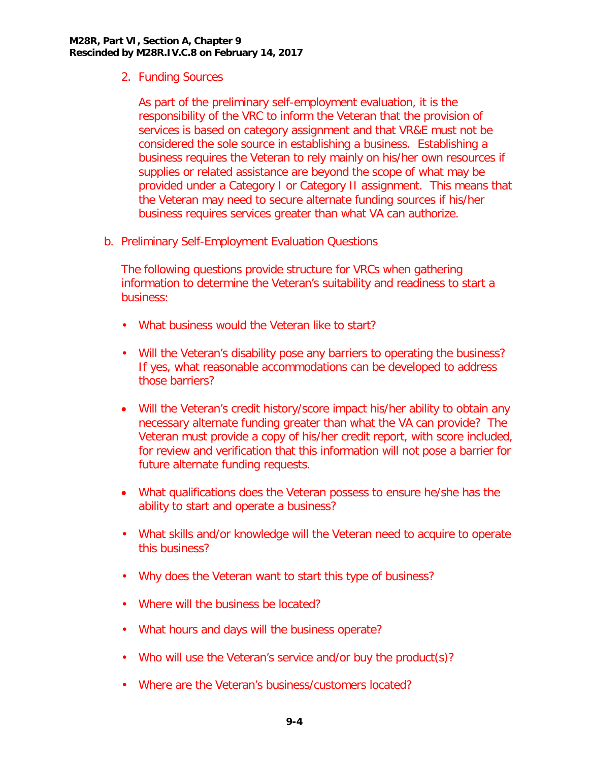2. Funding Sources

   As part of the preliminary self-employment evaluation, it is the responsibility of the VRC to inform the Veteran that the provision of services is based on category assignment and that VR&E must not be considered the sole source in establishing a business. Establishing a business requires the Veteran to rely mainly on his/her own resources if supplies or related assistance are beyond the scope of what may be provided under a Category I or Category II assignment. This means that the Veteran may need to secure alternate funding sources if his/her business requires services greater than what VA can authorize.

b. Preliminary Self-Employment Evaluation Questions

   The following questions provide structure for VRCs when gathering information to determine the Veteran's suitability and readiness to start a business:

   - What business would the Veteran like to start?
   - Will the Veteran's disability pose any barriers to operating the business? If yes, what reasonable accommodations can be developed to address those barriers?
   - Will the Veteran's credit history/score impact his/her ability to obtain any necessary alternate funding greater than what the VA can provide? The Veteran must provide a copy of his/her credit report, with score included, for review and verification that this information will not pose a barrier for future alternate funding requests.
   - What qualifications does the Veteran possess to ensure he/she has the ability to start and operate a business?
   - What skills and/or knowledge will the Veteran need to acquire to operate this business?
   - Why does the Veteran want to start this type of business?
   - Where will the business be located?
   - What hours and days will the business operate?
   - Who will use the Veteran's service and/or buy the product(s)?
   - Where are the Veteran's business/customers located?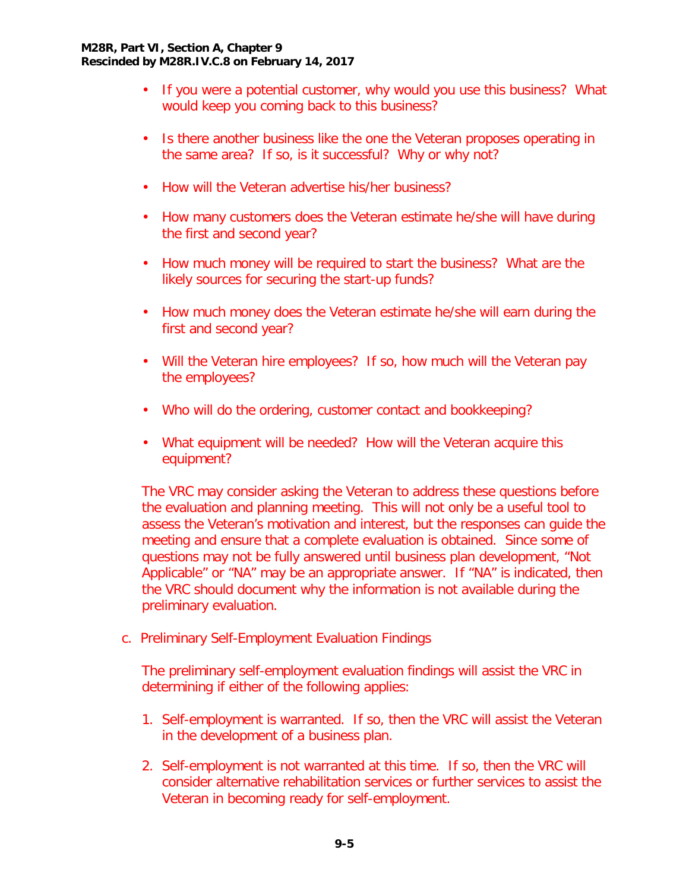- If you were a potential customer, why would you use this business? What would keep you coming back to this business?

- Is there another business like the one the Veteran proposes operating in the same area? If so, is it successful? Why or why not?

- How will the Veteran advertise his/her business?

- How many customers does the Veteran estimate he/she will have during the first and second year?

- How much money will be required to start the business? What are the likely sources for securing the start-up funds?

- How much money does the Veteran estimate he/she will earn during the first and second year?

- Will the Veteran hire employees? If so, how much will the Veteran pay the employees?

- Who will do the ordering, customer contact and bookkeeping?

- What equipment will be needed? How will the Veteran acquire this equipment?

The VRC may consider asking the Veteran to address these questions before the evaluation and planning meeting. This will not only be a useful tool to assess the Veteran's motivation and interest, but the responses can guide the meeting and ensure that a complete evaluation is obtained. Since some of questions may not be fully answered until business plan development, "Not Applicable" or "NA" may be an appropriate answer. If "NA" is indicated, then the VRC should document why the information is not available during the preliminary evaluation.

c. Preliminary Self-Employment Evaluation Findings

The preliminary self-employment evaluation findings will assist the VRC in determining if either of the following applies:

1. Self-employment is warranted. If so, then the VRC will assist the Veteran in the development of a business plan.

2. Self-employment is not warranted at this time. If so, then the VRC will consider alternative rehabilitation services or further services to assist the Veteran in becoming ready for self-employment.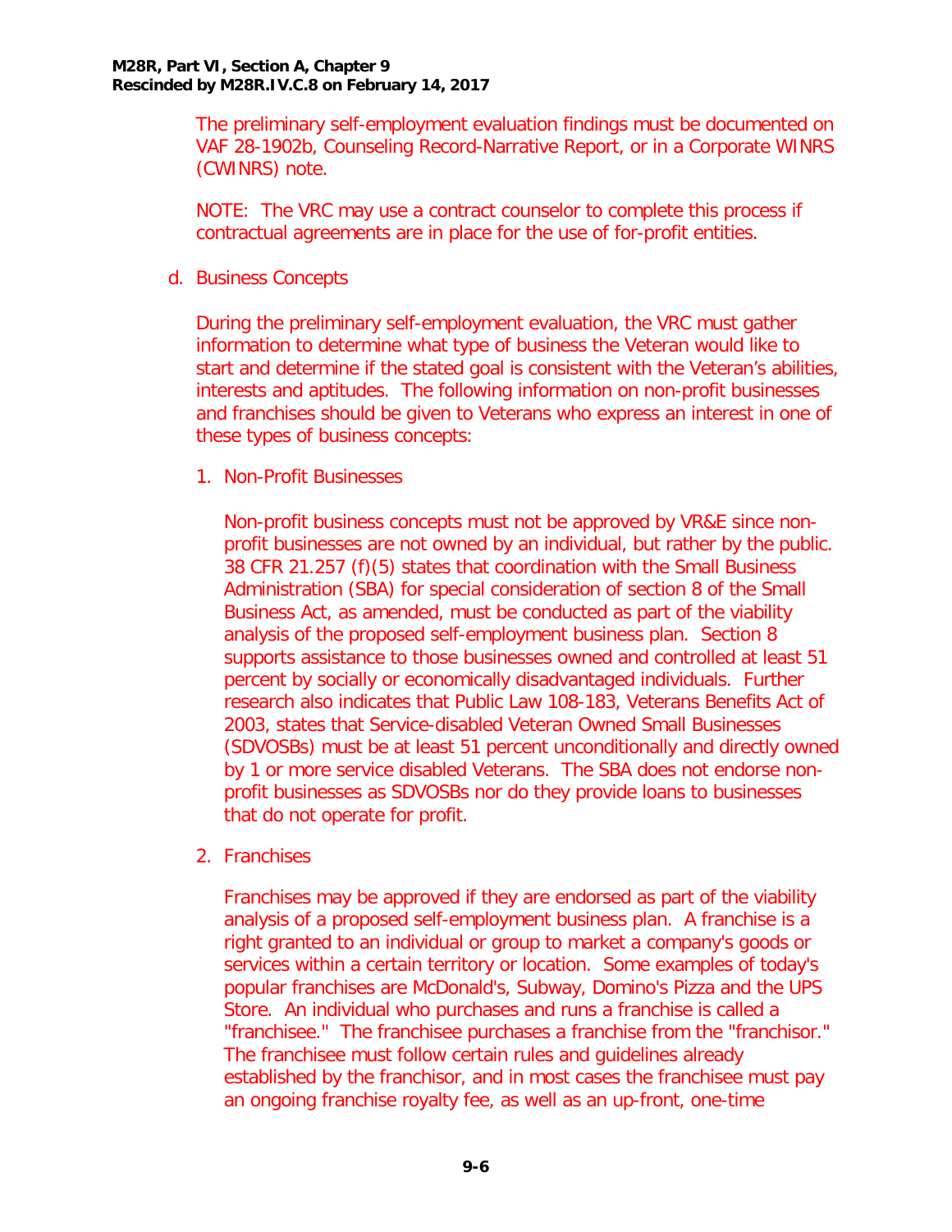The preliminary self-employment evaluation findings must be documented on VAF 28-1902b, Counseling Record-Narrative Report, or in a Corporate WINRS (CWINRS) note.

NOTE: The VRC may use a contract counselor to complete this process if contractual agreements are in place for the use of for-profit entities.

d. Business Concepts

During the preliminary self-employment evaluation, the VRC must gather information to determine what type of business the Veteran would like to start and determine if the stated goal is consistent with the Veteran's abilities, interests and aptitudes. The following information on non-profit businesses and franchises should be given to Veterans who express an interest in one of these types of business concepts:

1. Non-Profit Businesses

   Non-profit business concepts must not be approved by VR&E since non-profit businesses are not owned by an individual, but rather by the public. 38 CFR 21.257 (f)(5) states that coordination with the Small Business Administration (SBA) for special consideration of section 8 of the Small Business Act, as amended, must be conducted as part of the viability analysis of the proposed self-employment business plan. Section 8 supports assistance to those businesses owned and controlled at least 51 percent by socially or economically disadvantaged individuals. Further research also indicates that Public Law 108-183, Veterans Benefits Act of 2003, states that Service-disabled Veteran Owned Small Businesses (SDVOSBs) must be at least 51 percent unconditionally and directly owned by 1 or more service disabled Veterans. The SBA does not endorse non-profit businesses as SDVOSBs nor do they provide loans to businesses that do not operate for profit.

2. Franchises

   Franchises may be approved if they are endorsed as part of the viability analysis of a proposed self-employment business plan. A franchise is a right granted to an individual or group to market a company's goods or services within a certain territory or location. Some examples of today's popular franchises are McDonald's, Subway, Domino's Pizza and the UPS Store. An individual who purchases and runs a franchise is called a "franchisee." The franchisee purchases a franchise from the "franchisor." The franchisee must follow certain rules and guidelines already established by the franchisor, and in most cases the franchisee must pay an ongoing franchise royalty fee, as well as an up-front, one-time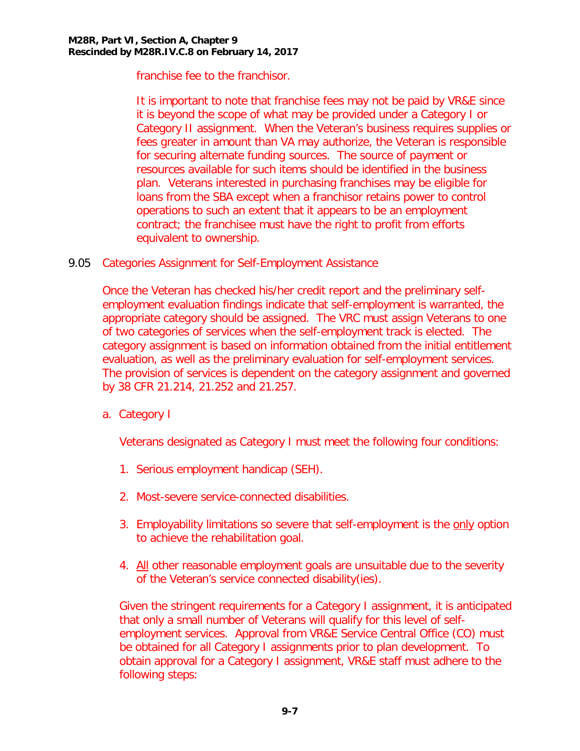franchise fee to the franchisor.

It is important to note that franchise fees may not be paid by VR&E since it is beyond the scope of what may be provided under a Category I or Category II assignment. When the Veteran's business requires supplies or fees greater in amount than VA may authorize, the Veteran is responsible for securing alternate funding sources. The source of payment or resources available for such items should be identified in the business plan. Veterans interested in purchasing franchises may be eligible for loans from the SBA except when a franchisor retains power to control operations to such an extent that it appears to be an employment contract; the franchisee must have the right to profit from efforts equivalent to ownership.

## 9.05 Categories Assignment for Self-Employment Assistance

Once the Veteran has checked his/her credit report and the preliminary self-employment evaluation findings indicate that self-employment is warranted, the appropriate category should be assigned. The VRC must assign Veterans to one of two categories of services when the self-employment track is elected. The category assignment is based on information obtained from the initial entitlement evaluation, as well as the preliminary evaluation for self-employment services. The provision of services is dependent on the category assignment and governed by 38 CFR 21.214, 21.252 and 21.257.

a. Category I

Veterans designated as Category I must meet the following four conditions:

1. Serious employment handicap (SEH).
2. Most-severe service-connected disabilities.
3. Employability limitations so severe that self-employment is the <u>only</u> option to achieve the rehabilitation goal.
4. <u>All</u> other reasonable employment goals are unsuitable due to the severity of the Veteran's service connected disability(ies).

Given the stringent requirements for a Category I assignment, it is anticipated that only a small number of Veterans will qualify for this level of self-employment services. Approval from VR&E Service Central Office (CO) must be obtained for all Category I assignments prior to plan development. To obtain approval for a Category I assignment, VR&E staff must adhere to the following steps: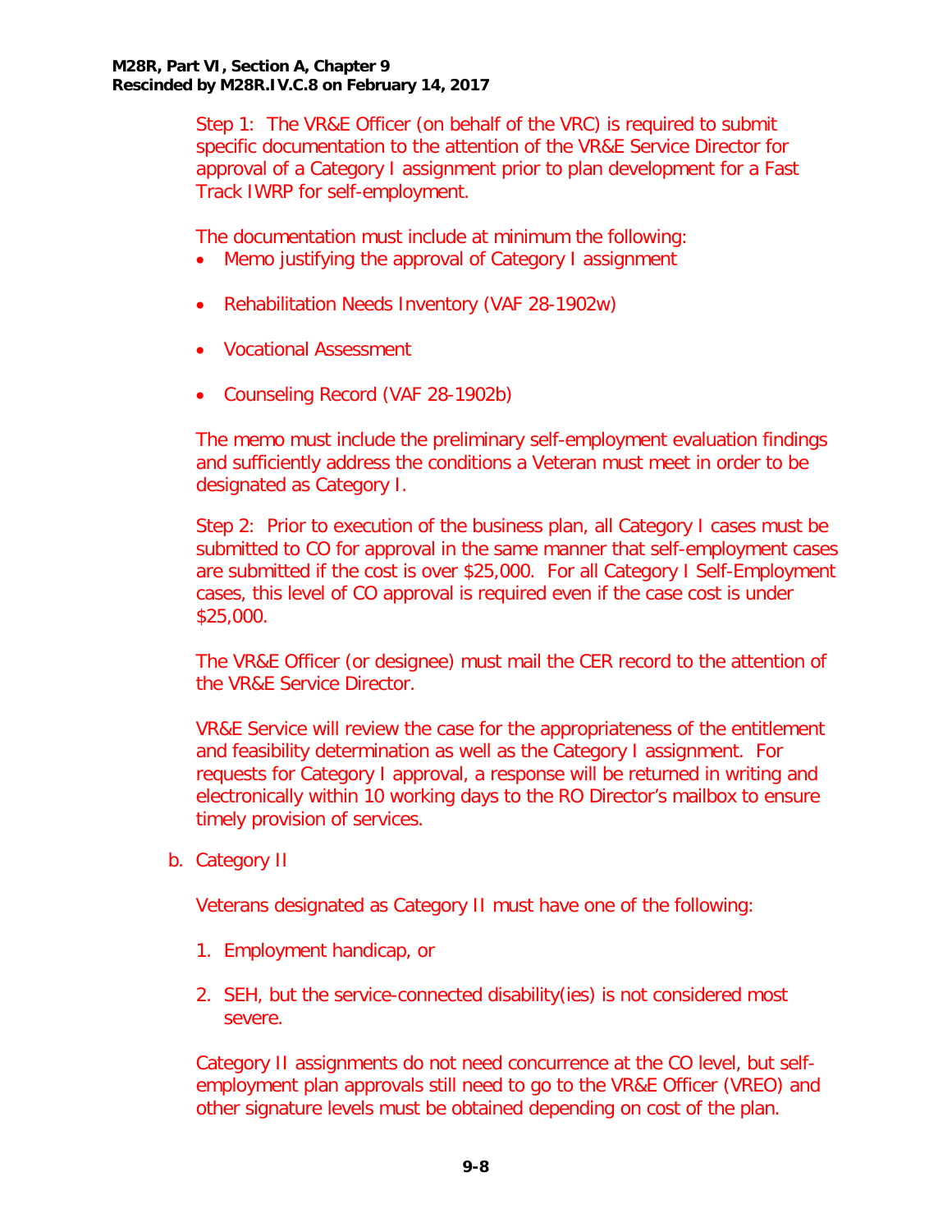Step 1: The VR&E Officer (on behalf of the VRC) is required to submit specific documentation to the attention of the VR&E Service Director for approval of a Category I assignment prior to plan development for a Fast Track IWRP for self-employment.

The documentation must include at minimum the following:

- Memo justifying the approval of Category I assignment
- Rehabilitation Needs Inventory (VAF 28-1902w)
- Vocational Assessment
- Counseling Record (VAF 28-1902b)

The memo must include the preliminary self-employment evaluation findings and sufficiently address the conditions a Veteran must meet in order to be designated as Category I.

Step 2: Prior to execution of the business plan, all Category I cases must be submitted to CO for approval in the same manner that self-employment cases are submitted if the cost is over $25,000. For all Category I Self-Employment cases, this level of CO approval is required even if the case cost is under $25,000.

The VR&E Officer (or designee) must mail the CER record to the attention of the VR&E Service Director.

VR&E Service will review the case for the appropriateness of the entitlement and feasibility determination as well as the Category I assignment. For requests for Category I approval, a response will be returned in writing and electronically within 10 working days to the RO Director's mailbox to ensure timely provision of services.

b. Category II

Veterans designated as Category II must have one of the following:

1. Employment handicap, or
2. SEH, but the service-connected disability(ies) is not considered most severe.

Category II assignments do not need concurrence at the CO level, but self-employment plan approvals still need to go to the VR&E Officer (VREO) and other signature levels must be obtained depending on cost of the plan.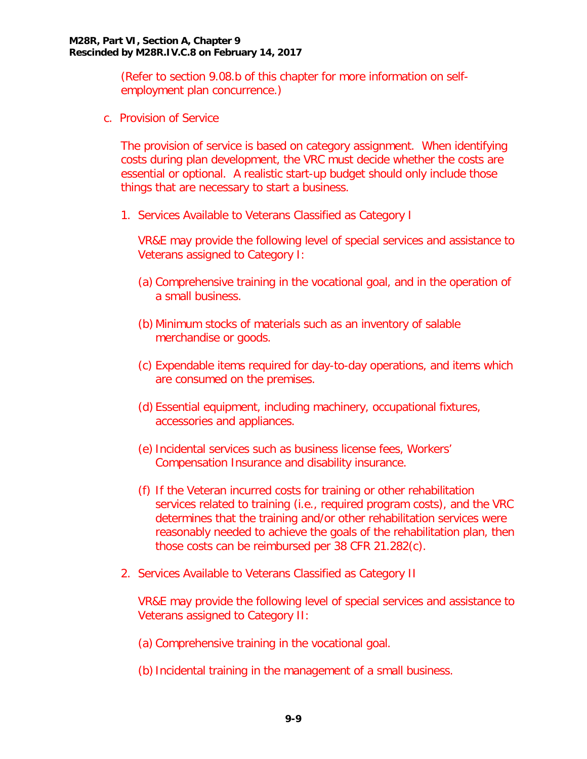(Refer to section 9.08.b of this chapter for more information on self-employment plan concurrence.)

c. Provision of Service

The provision of service is based on category assignment. When identifying costs during plan development, the VRC must decide whether the costs are essential or optional. A realistic start-up budget should only include those things that are necessary to start a business.

1. Services Available to Veterans Classified as Category I

   VR&E may provide the following level of special services and assistance to Veterans assigned to Category I:

   (a) Comprehensive training in the vocational goal, and in the operation of a small business.

   (b) Minimum stocks of materials such as an inventory of salable merchandise or goods.

   (c) Expendable items required for day-to-day operations, and items which are consumed on the premises.

   (d) Essential equipment, including machinery, occupational fixtures, accessories and appliances.

   (e) Incidental services such as business license fees, Workers' Compensation Insurance and disability insurance.

   (f) If the Veteran incurred costs for training or other rehabilitation services related to training (i.e., required program costs), and the VRC determines that the training and/or other rehabilitation services were reasonably needed to achieve the goals of the rehabilitation plan, then those costs can be reimbursed per 38 CFR 21.282(c).

2. Services Available to Veterans Classified as Category II

   VR&E may provide the following level of special services and assistance to Veterans assigned to Category II:

   (a) Comprehensive training in the vocational goal.

   (b) Incidental training in the management of a small business.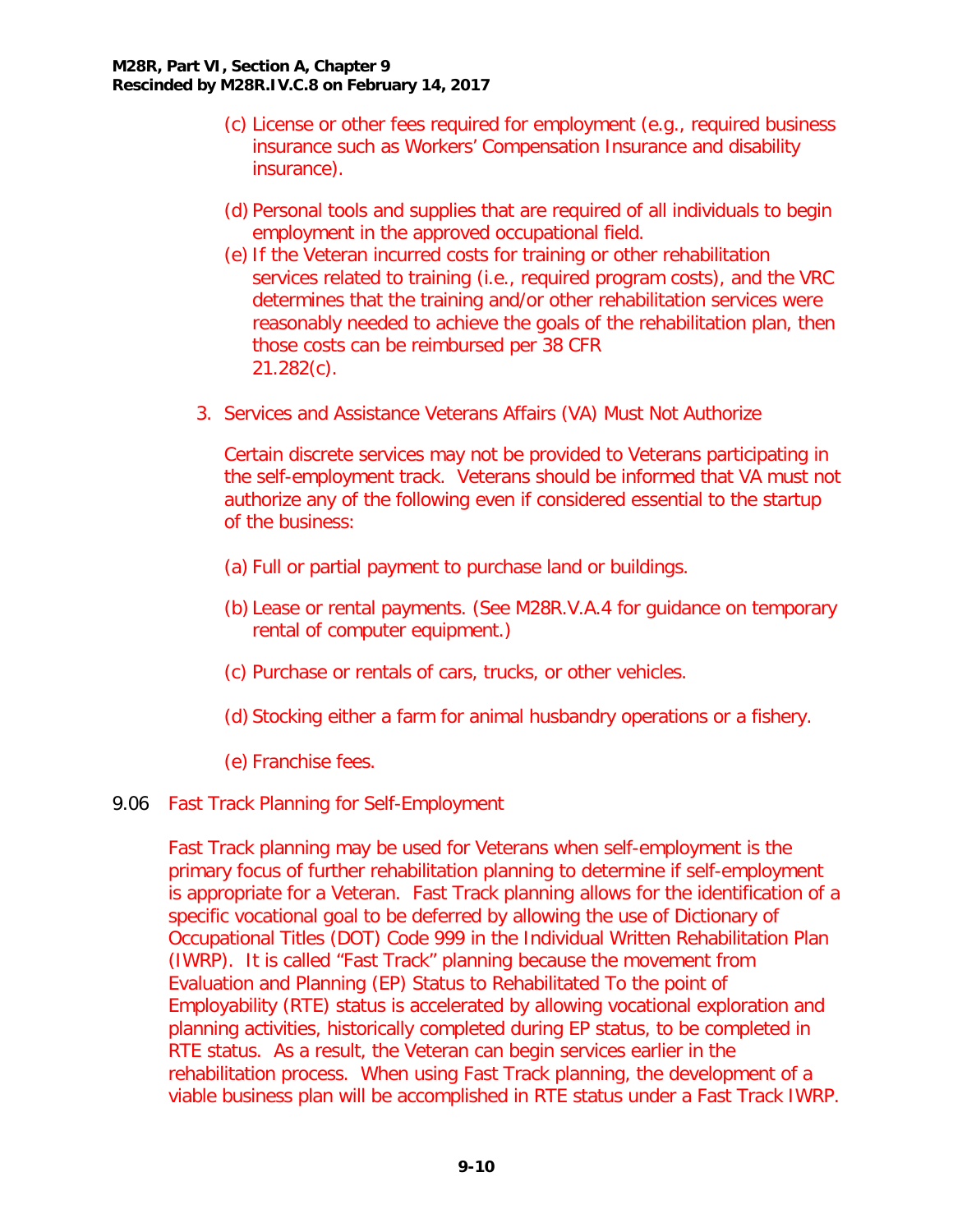(c) License or other fees required for employment (e.g., required business insurance such as Workers' Compensation Insurance and disability insurance).

(d) Personal tools and supplies that are required of all individuals to begin employment in the approved occupational field.

(e) If the Veteran incurred costs for training or other rehabilitation services related to training (i.e., required program costs), and the VRC determines that the training and/or other rehabilitation services were reasonably needed to achieve the goals of the rehabilitation plan, then those costs can be reimbursed per 38 CFR 21.282(c).

3. Services and Assistance Veterans Affairs (VA) Must Not Authorize

   Certain discrete services may not be provided to Veterans participating in the self-employment track. Veterans should be informed that VA must not authorize any of the following even if considered essential to the startup of the business:

   (a) Full or partial payment to purchase land or buildings.

   (b) Lease or rental payments. (See M28R.V.A.4 for guidance on temporary rental of computer equipment.)

   (c) Purchase or rentals of cars, trucks, or other vehicles.

   (d) Stocking either a farm for animal husbandry operations or a fishery.

   (e) Franchise fees.

## 9.06 Fast Track Planning for Self-Employment

Fast Track planning may be used for Veterans when self-employment is the primary focus of further rehabilitation planning to determine if self-employment is appropriate for a Veteran. Fast Track planning allows for the identification of a specific vocational goal to be deferred by allowing the use of Dictionary of Occupational Titles (DOT) Code 999 in the Individual Written Rehabilitation Plan (IWRP). It is called "Fast Track" planning because the movement from Evaluation and Planning (EP) Status to Rehabilitated To the point of Employability (RTE) status is accelerated by allowing vocational exploration and planning activities, historically completed during EP status, to be completed in RTE status. As a result, the Veteran can begin services earlier in the rehabilitation process. When using Fast Track planning, the development of a viable business plan will be accomplished in RTE status under a Fast Track IWRP.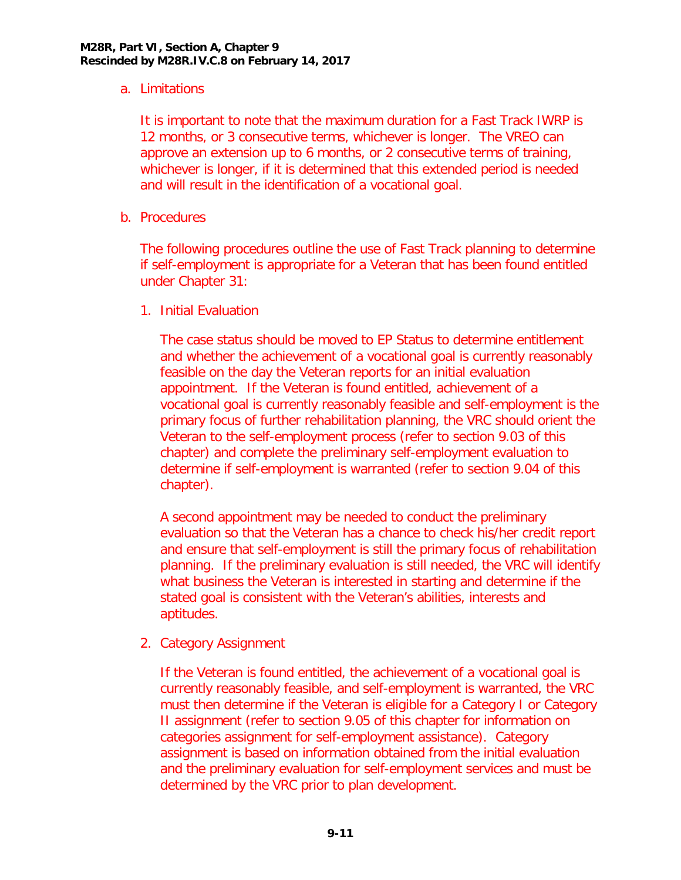a. Limitations

It is important to note that the maximum duration for a Fast Track IWRP is 12 months, or 3 consecutive terms, whichever is longer. The VREO can approve an extension up to 6 months, or 2 consecutive terms of training, whichever is longer, if it is determined that this extended period is needed and will result in the identification of a vocational goal.

b. Procedures

The following procedures outline the use of Fast Track planning to determine if self-employment is appropriate for a Veteran that has been found entitled under Chapter 31:

1. Initial Evaluation

   The case status should be moved to EP Status to determine entitlement and whether the achievement of a vocational goal is currently reasonably feasible on the day the Veteran reports for an initial evaluation appointment. If the Veteran is found entitled, achievement of a vocational goal is currently reasonably feasible and self-employment is the primary focus of further rehabilitation planning, the VRC should orient the Veteran to the self-employment process (refer to section 9.03 of this chapter) and complete the preliminary self-employment evaluation to determine if self-employment is warranted (refer to section 9.04 of this chapter).

   A second appointment may be needed to conduct the preliminary evaluation so that the Veteran has a chance to check his/her credit report and ensure that self-employment is still the primary focus of rehabilitation planning. If the preliminary evaluation is still needed, the VRC will identify what business the Veteran is interested in starting and determine if the stated goal is consistent with the Veteran's abilities, interests and aptitudes.

2. Category Assignment

   If the Veteran is found entitled, the achievement of a vocational goal is currently reasonably feasible, and self-employment is warranted, the VRC must then determine if the Veteran is eligible for a Category I or Category II assignment (refer to section 9.05 of this chapter for information on categories assignment for self-employment assistance). Category assignment is based on information obtained from the initial evaluation and the preliminary evaluation for self-employment services and must be determined by the VRC prior to plan development.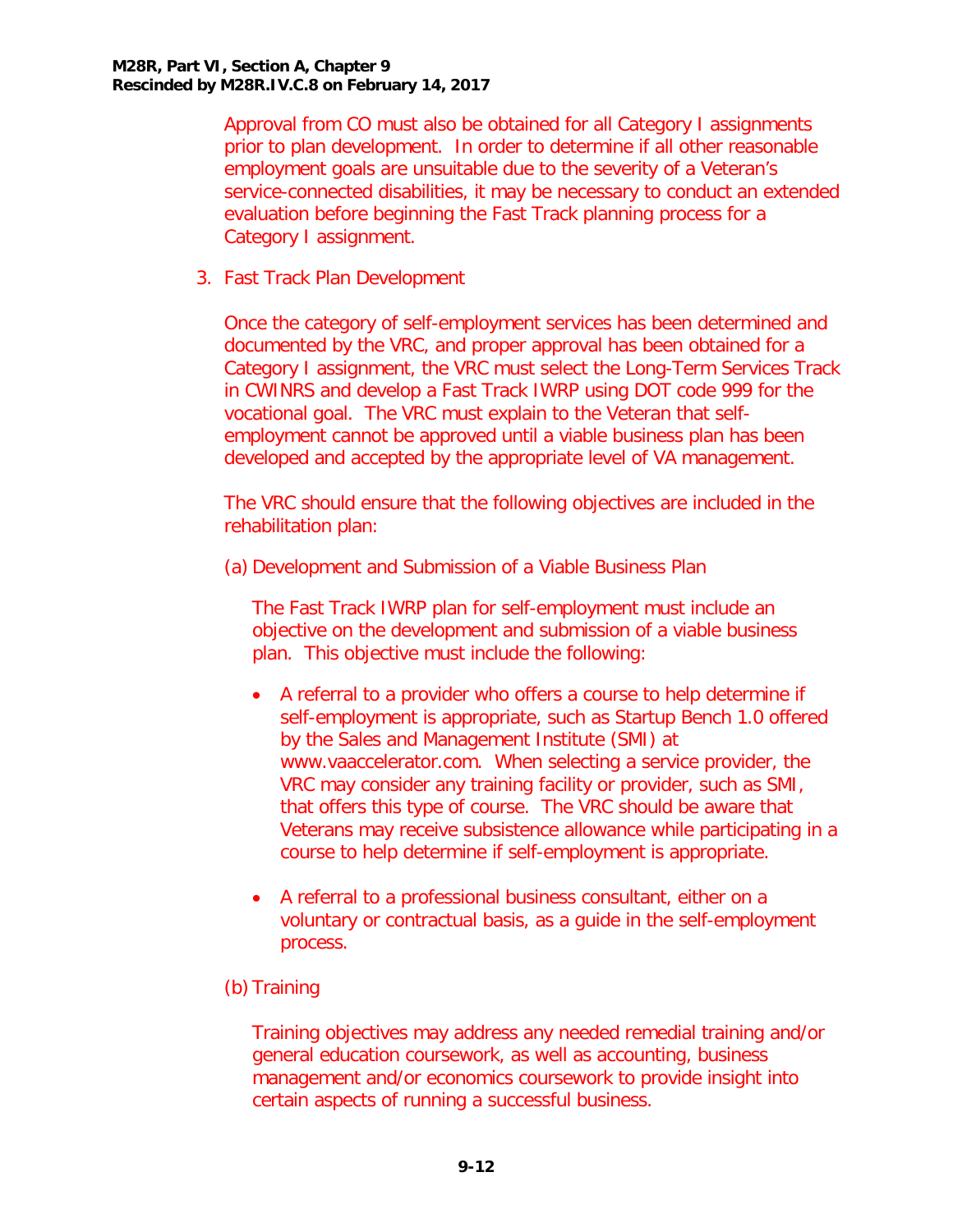Approval from CO must also be obtained for all Category I assignments prior to plan development. In order to determine if all other reasonable employment goals are unsuitable due to the severity of a Veteran's service-connected disabilities, it may be necessary to conduct an extended evaluation before beginning the Fast Track planning process for a Category I assignment.

3. Fast Track Plan Development

   Once the category of self-employment services has been determined and documented by the VRC, and proper approval has been obtained for a Category I assignment, the VRC must select the Long-Term Services Track in CWINRS and develop a Fast Track IWRP using DOT code 999 for the vocational goal. The VRC must explain to the Veteran that self-employment cannot be approved until a viable business plan has been developed and accepted by the appropriate level of VA management.

   The VRC should ensure that the following objectives are included in the rehabilitation plan:

   (a) Development and Submission of a Viable Business Plan

   The Fast Track IWRP plan for self-employment must include an objective on the development and submission of a viable business plan. This objective must include the following:

   - A referral to a provider who offers a course to help determine if self-employment is appropriate, such as Startup Bench 1.0 offered by the Sales and Management Institute (SMI) at www.vaaccelerator.com. When selecting a service provider, the VRC may consider any training facility or provider, such as SMI, that offers this type of course. The VRC should be aware that Veterans may receive subsistence allowance while participating in a course to help determine if self-employment is appropriate.

   - A referral to a professional business consultant, either on a voluntary or contractual basis, as a guide in the self-employment process.

   (b) Training

   Training objectives may address any needed remedial training and/or general education coursework, as well as accounting, business management and/or economics coursework to provide insight into certain aspects of running a successful business.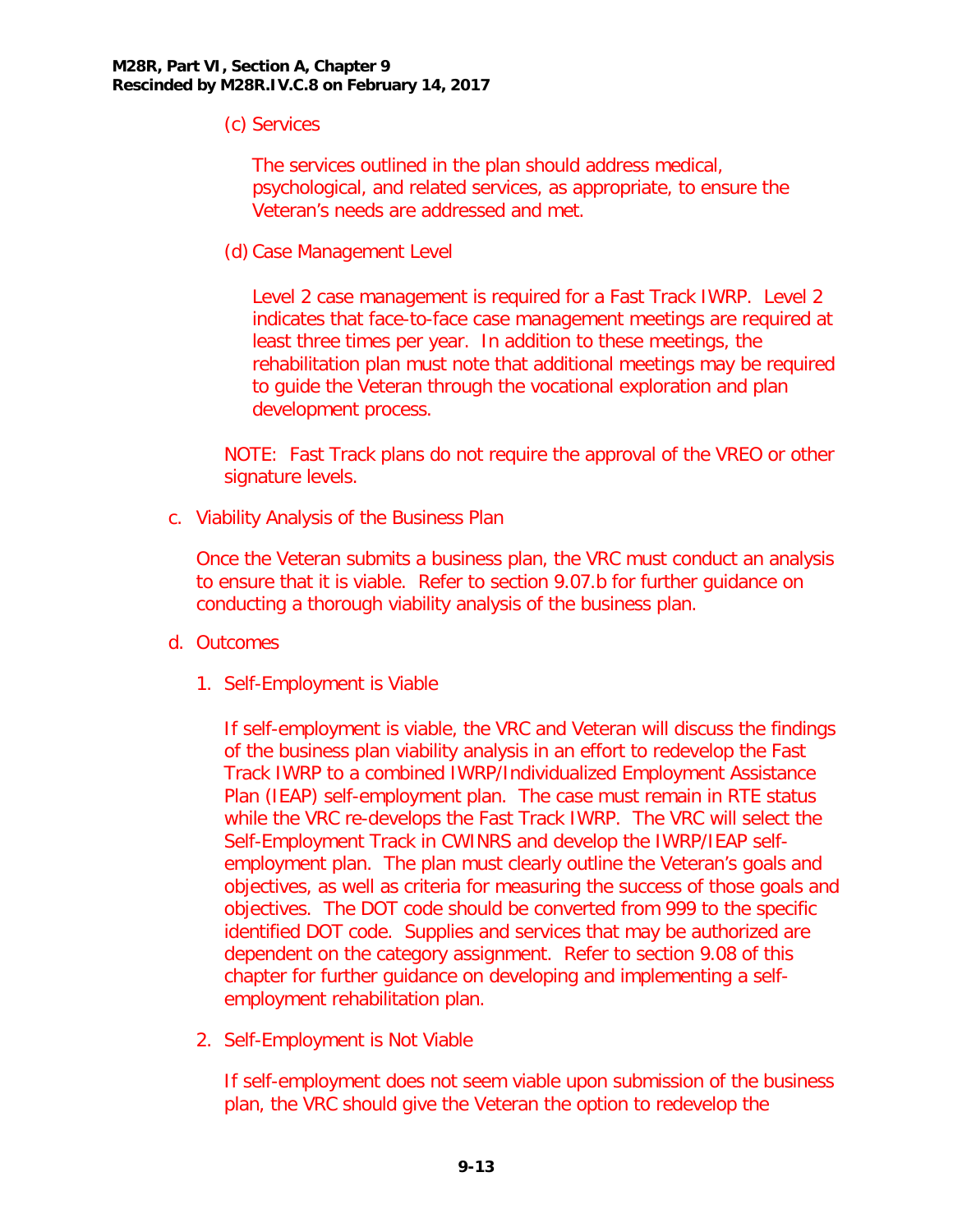(c) Services

The services outlined in the plan should address medical, psychological, and related services, as appropriate, to ensure the Veteran's needs are addressed and met.

(d) Case Management Level

Level 2 case management is required for a Fast Track IWRP. Level 2 indicates that face-to-face case management meetings are required at least three times per year. In addition to these meetings, the rehabilitation plan must note that additional meetings may be required to guide the Veteran through the vocational exploration and plan development process.

NOTE: Fast Track plans do not require the approval of the VREO or other signature levels.

c. Viability Analysis of the Business Plan

Once the Veteran submits a business plan, the VRC must conduct an analysis to ensure that it is viable. Refer to section 9.07.b for further guidance on conducting a thorough viability analysis of the business plan.

d. Outcomes

1. Self-Employment is Viable

If self-employment is viable, the VRC and Veteran will discuss the findings of the business plan viability analysis in an effort to redevelop the Fast Track IWRP to a combined IWRP/Individualized Employment Assistance Plan (IEAP) self-employment plan. The case must remain in RTE status while the VRC re-develops the Fast Track IWRP. The VRC will select the Self-Employment Track in CWINRS and develop the IWRP/IEAP self-employment plan. The plan must clearly outline the Veteran's goals and objectives, as well as criteria for measuring the success of those goals and objectives. The DOT code should be converted from 999 to the specific identified DOT code. Supplies and services that may be authorized are dependent on the category assignment. Refer to section 9.08 of this chapter for further guidance on developing and implementing a self-employment rehabilitation plan.

2. Self-Employment is Not Viable

If self-employment does not seem viable upon submission of the business plan, the VRC should give the Veteran the option to redevelop the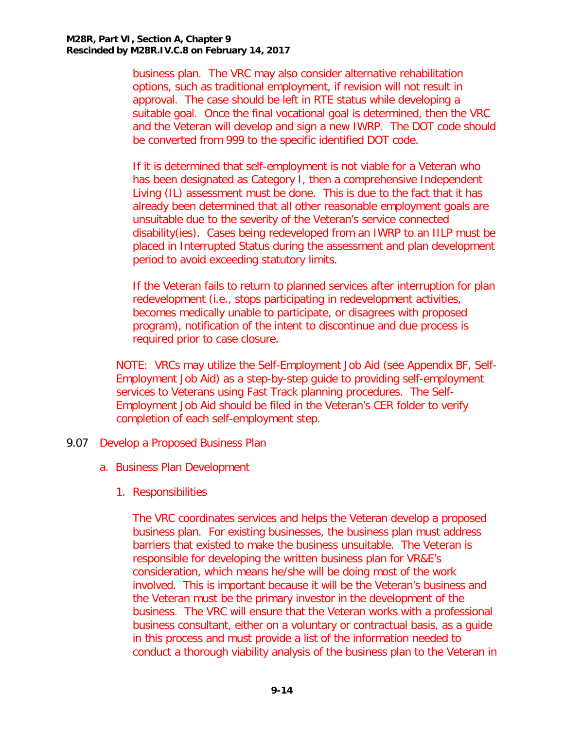business plan. The VRC may also consider alternative rehabilitation options, such as traditional employment, if revision will not result in approval. The case should be left in RTE status while developing a suitable goal. Once the final vocational goal is determined, then the VRC and the Veteran will develop and sign a new IWRP. The DOT code should be converted from 999 to the specific identified DOT code.

If it is determined that self-employment is not viable for a Veteran who has been designated as Category I, then a comprehensive Independent Living (IL) assessment must be done. This is due to the fact that it has already been determined that all other reasonable employment goals are unsuitable due to the severity of the Veteran's service connected disability(ies). Cases being redeveloped from an IWRP to an IILP must be placed in Interrupted Status during the assessment and plan development period to avoid exceeding statutory limits.

If the Veteran fails to return to planned services after interruption for plan redevelopment (i.e., stops participating in redevelopment activities, becomes medically unable to participate, or disagrees with proposed program), notification of the intent to discontinue and due process is required prior to case closure.

NOTE: VRCs may utilize the Self-Employment Job Aid (see Appendix BF, Self-Employment Job Aid) as a step-by-step guide to providing self-employment services to Veterans using Fast Track planning procedures. The Self-Employment Job Aid should be filed in the Veteran's CER folder to verify completion of each self-employment step.

## 9.07 Develop a Proposed Business Plan

### a. Business Plan Development

#### 1. Responsibilities

The VRC coordinates services and helps the Veteran develop a proposed business plan. For existing businesses, the business plan must address barriers that existed to make the business unsuitable. The Veteran is responsible for developing the written business plan for VR&E's consideration, which means he/she will be doing most of the work involved. This is important because it will be the Veteran's business and the Veteran must be the primary investor in the development of the business. The VRC will ensure that the Veteran works with a professional business consultant, either on a voluntary or contractual basis, as a guide in this process and must provide a list of the information needed to conduct a thorough viability analysis of the business plan to the Veteran in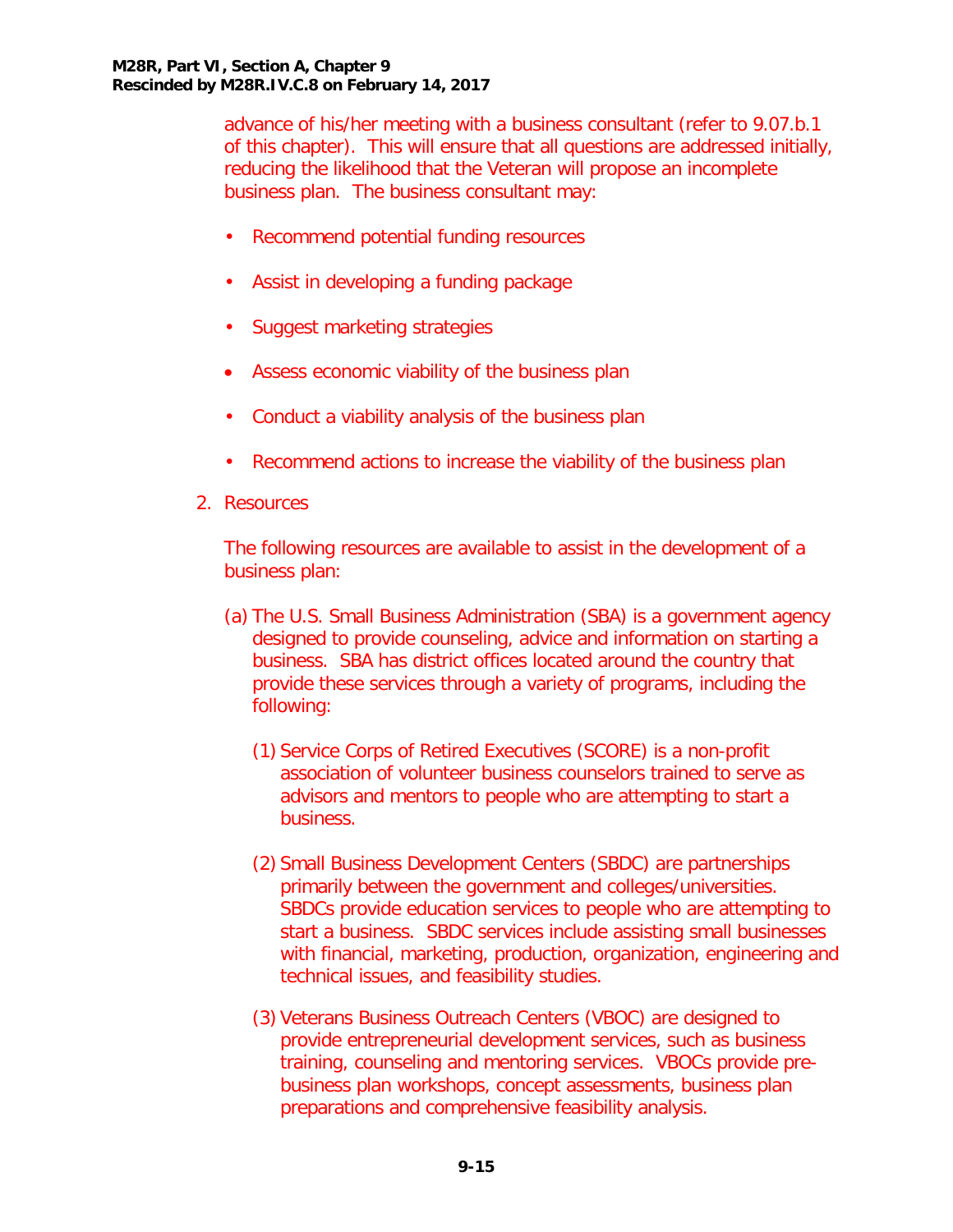advance of his/her meeting with a business consultant (refer to 9.07.b.1 of this chapter). This will ensure that all questions are addressed initially, reducing the likelihood that the Veteran will propose an incomplete business plan. The business consultant may:

- Recommend potential funding resources
- Assist in developing a funding package
- Suggest marketing strategies
- Assess economic viability of the business plan
- Conduct a viability analysis of the business plan
- Recommend actions to increase the viability of the business plan

2. Resources

   The following resources are available to assist in the development of a business plan:

   (a) The U.S. Small Business Administration (SBA) is a government agency designed to provide counseling, advice and information on starting a business. SBA has district offices located around the country that provide these services through a variety of programs, including the following:

      (1) Service Corps of Retired Executives (SCORE) is a non-profit association of volunteer business counselors trained to serve as advisors and mentors to people who are attempting to start a business.

      (2) Small Business Development Centers (SBDC) are partnerships primarily between the government and colleges/universities. SBDCs provide education services to people who are attempting to start a business. SBDC services include assisting small businesses with financial, marketing, production, organization, engineering and technical issues, and feasibility studies.

      (3) Veterans Business Outreach Centers (VBOC) are designed to provide entrepreneurial development services, such as business training, counseling and mentoring services. VBOCs provide pre-business plan workshops, concept assessments, business plan preparations and comprehensive feasibility analysis.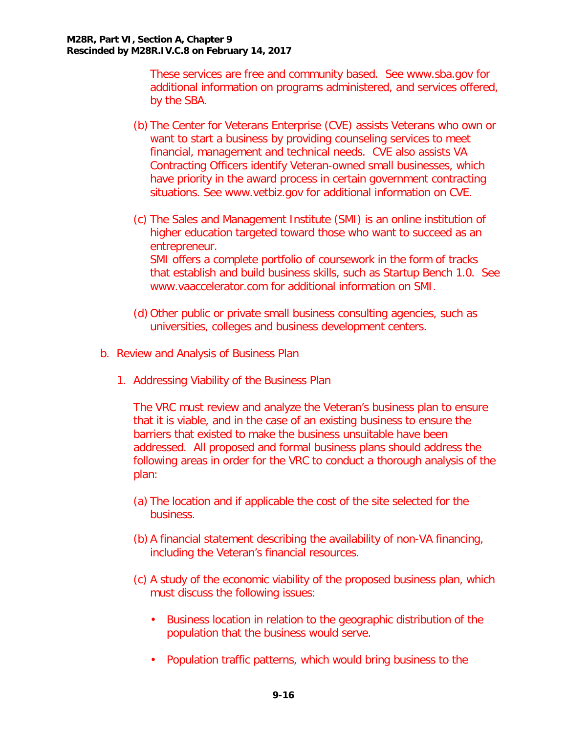These services are free and community based. See www.sba.gov for additional information on programs administered, and services offered, by the SBA.

(b) The Center for Veterans Enterprise (CVE) assists Veterans who own or want to start a business by providing counseling services to meet financial, management and technical needs. CVE also assists VA Contracting Officers identify Veteran-owned small businesses, which have priority in the award process in certain government contracting situations. See www.vetbiz.gov for additional information on CVE.

(c) The Sales and Management Institute (SMI) is an online institution of higher education targeted toward those who want to succeed as an entrepreneur.
SMI offers a complete portfolio of coursework in the form of tracks that establish and build business skills, such as Startup Bench 1.0. See www.vaaccelerator.com for additional information on SMI.

(d) Other public or private small business consulting agencies, such as universities, colleges and business development centers.

b. Review and Analysis of Business Plan

1. Addressing Viability of the Business Plan

The VRC must review and analyze the Veteran's business plan to ensure that it is viable, and in the case of an existing business to ensure the barriers that existed to make the business unsuitable have been addressed. All proposed and formal business plans should address the following areas in order for the VRC to conduct a thorough analysis of the plan:

(a) The location and if applicable the cost of the site selected for the business.

(b) A financial statement describing the availability of non-VA financing, including the Veteran's financial resources.

(c) A study of the economic viability of the proposed business plan, which must discuss the following issues:

- Business location in relation to the geographic distribution of the population that the business would serve.

- Population traffic patterns, which would bring business to the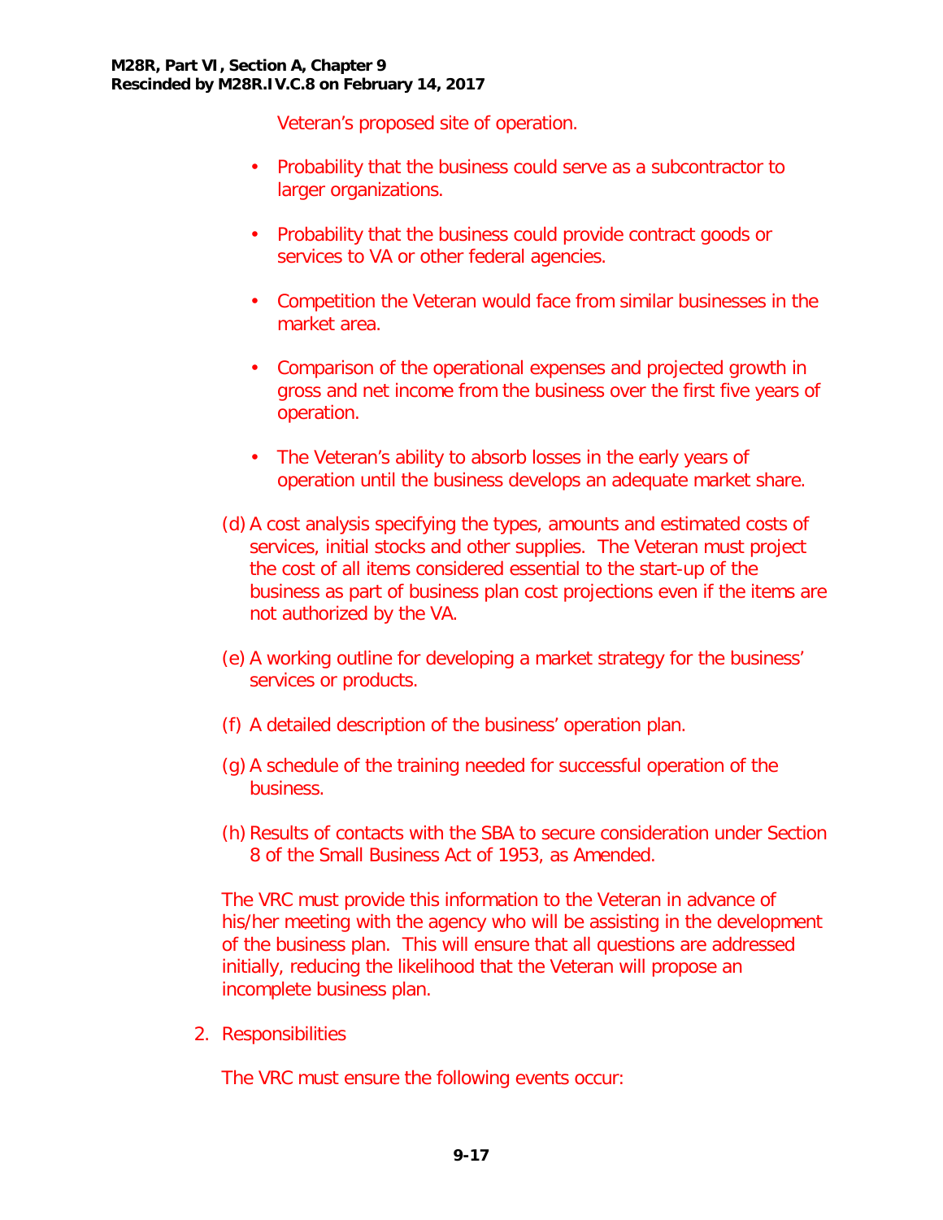Veteran's proposed site of operation.

- Probability that the business could serve as a subcontractor to larger organizations.

- Probability that the business could provide contract goods or services to VA or other federal agencies.

- Competition the Veteran would face from similar businesses in the market area.

- Comparison of the operational expenses and projected growth in gross and net income from the business over the first five years of operation.

- The Veteran's ability to absorb losses in the early years of operation until the business develops an adequate market share.

(d) A cost analysis specifying the types, amounts and estimated costs of services, initial stocks and other supplies. The Veteran must project the cost of all items considered essential to the start-up of the business as part of business plan cost projections even if the items are not authorized by the VA.

(e) A working outline for developing a market strategy for the business' services or products.

(f) A detailed description of the business' operation plan.

(g) A schedule of the training needed for successful operation of the business.

(h) Results of contacts with the SBA to secure consideration under Section 8 of the Small Business Act of 1953, as Amended.

The VRC must provide this information to the Veteran in advance of his/her meeting with the agency who will be assisting in the development of the business plan. This will ensure that all questions are addressed initially, reducing the likelihood that the Veteran will propose an incomplete business plan.

2. Responsibilities

The VRC must ensure the following events occur: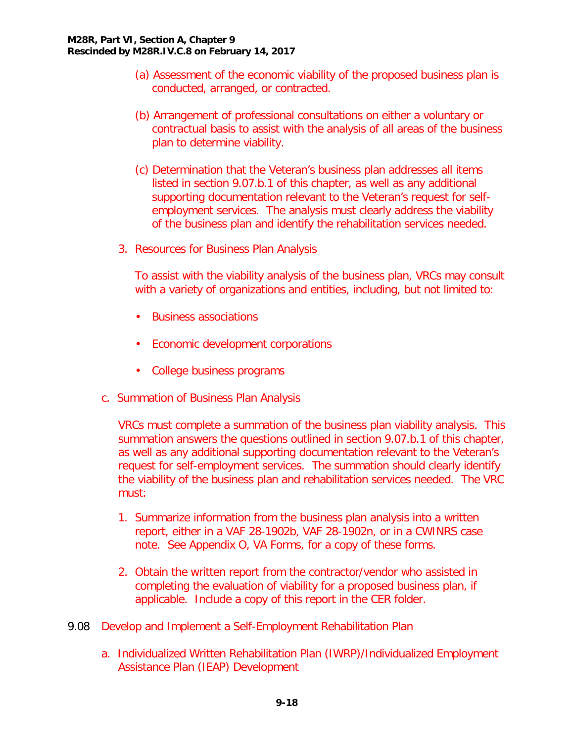(a) Assessment of the economic viability of the proposed business plan is conducted, arranged, or contracted.

(b) Arrangement of professional consultations on either a voluntary or contractual basis to assist with the analysis of all areas of the business plan to determine viability.

(c) Determination that the Veteran's business plan addresses all items listed in section 9.07.b.1 of this chapter, as well as any additional supporting documentation relevant to the Veteran's request for self-employment services. The analysis must clearly address the viability of the business plan and identify the rehabilitation services needed.

3. Resources for Business Plan Analysis

   To assist with the viability analysis of the business plan, VRCs may consult with a variety of organizations and entities, including, but not limited to:

   - Business associations
   - Economic development corporations
   - College business programs

c. Summation of Business Plan Analysis

   VRCs must complete a summation of the business plan viability analysis. This summation answers the questions outlined in section 9.07.b.1 of this chapter, as well as any additional supporting documentation relevant to the Veteran's request for self-employment services. The summation should clearly identify the viability of the business plan and rehabilitation services needed. The VRC must:

   1. Summarize information from the business plan analysis into a written report, either in a VAF 28-1902b, VAF 28-1902n, or in a CWINRS case note. See Appendix O, VA Forms, for a copy of these forms.

   2. Obtain the written report from the contractor/vendor who assisted in completing the evaluation of viability for a proposed business plan, if applicable. Include a copy of this report in the CER folder.

## 9.08 Develop and Implement a Self-Employment Rehabilitation Plan

a. Individualized Written Rehabilitation Plan (IWRP)/Individualized Employment Assistance Plan (IEAP) Development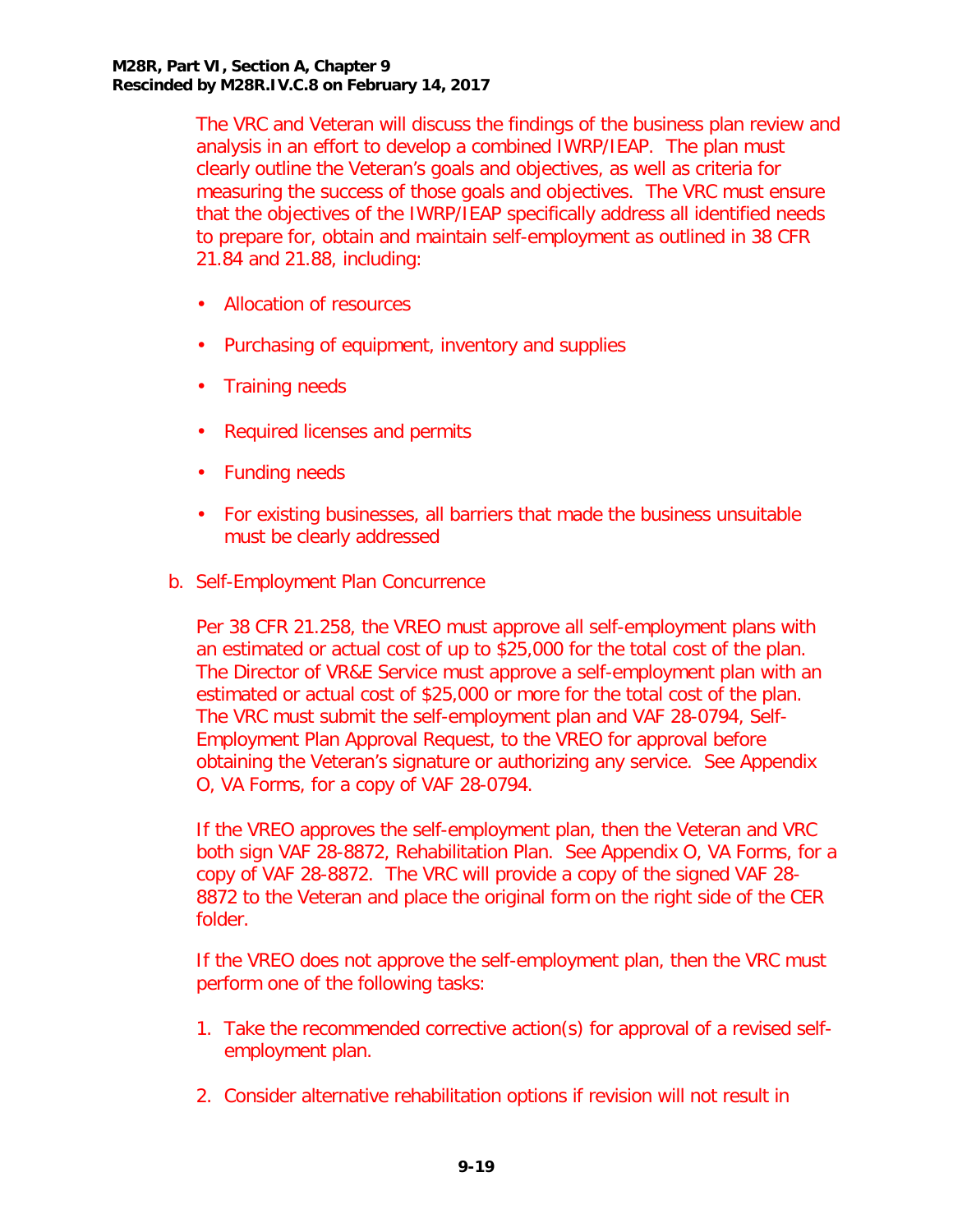The VRC and Veteran will discuss the findings of the business plan review and analysis in an effort to develop a combined IWRP/IEAP. The plan must clearly outline the Veteran's goals and objectives, as well as criteria for measuring the success of those goals and objectives. The VRC must ensure that the objectives of the IWRP/IEAP specifically address all identified needs to prepare for, obtain and maintain self-employment as outlined in 38 CFR 21.84 and 21.88, including:

- Allocation of resources
- Purchasing of equipment, inventory and supplies
- Training needs
- Required licenses and permits
- Funding needs
- For existing businesses, all barriers that made the business unsuitable must be clearly addressed

b. Self-Employment Plan Concurrence

Per 38 CFR 21.258, the VREO must approve all self-employment plans with an estimated or actual cost of up to $25,000 for the total cost of the plan. The Director of VR&E Service must approve a self-employment plan with an estimated or actual cost of $25,000 or more for the total cost of the plan. The VRC must submit the self-employment plan and VAF 28-0794, Self-Employment Plan Approval Request, to the VREO for approval before obtaining the Veteran's signature or authorizing any service. See Appendix O, VA Forms, for a copy of VAF 28-0794.

If the VREO approves the self-employment plan, then the Veteran and VRC both sign VAF 28-8872, Rehabilitation Plan. See Appendix O, VA Forms, for a copy of VAF 28-8872. The VRC will provide a copy of the signed VAF 28-8872 to the Veteran and place the original form on the right side of the CER folder.

If the VREO does not approve the self-employment plan, then the VRC must perform one of the following tasks:

1. Take the recommended corrective action(s) for approval of a revised self-employment plan.
2. Consider alternative rehabilitation options if revision will not result in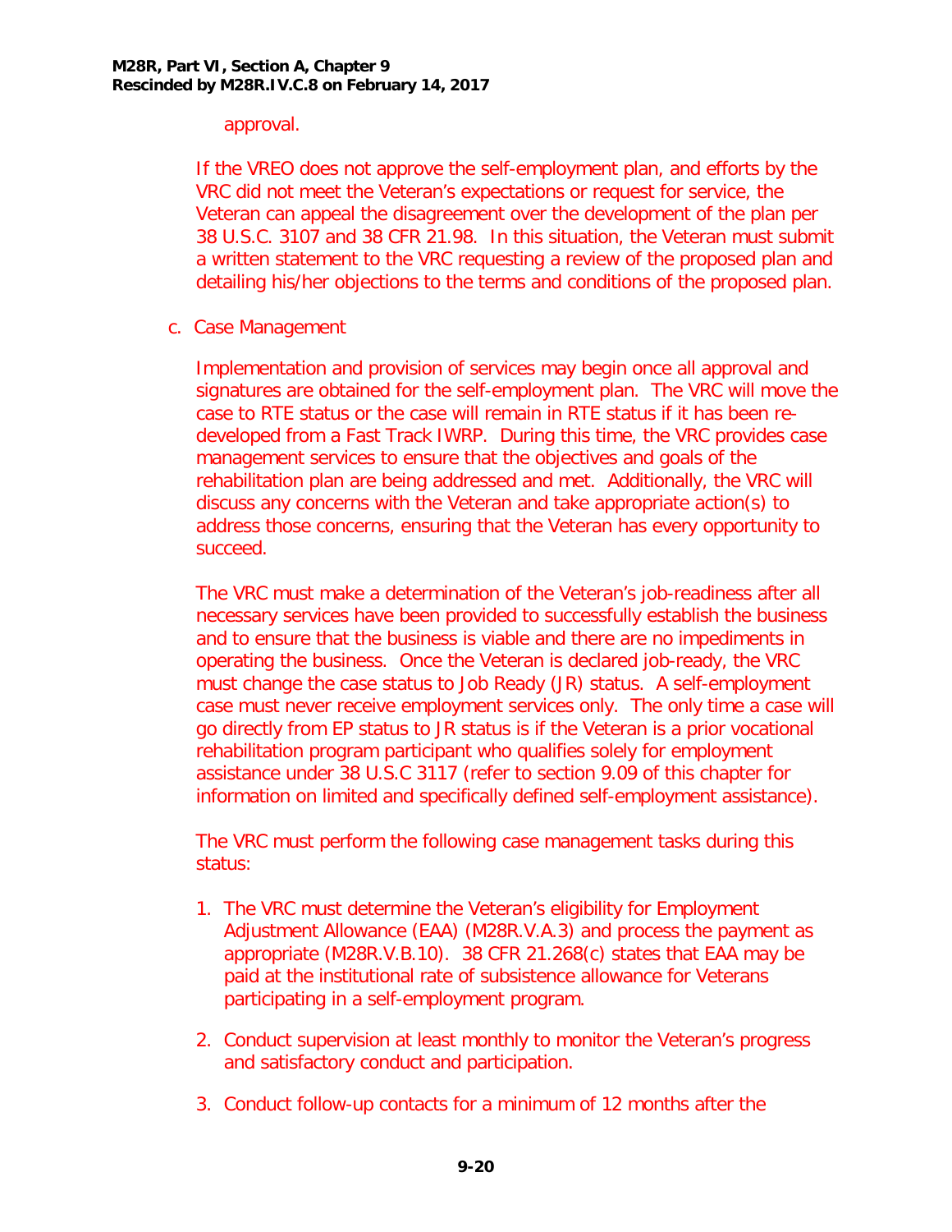approval.

If the VREO does not approve the self-employment plan, and efforts by the VRC did not meet the Veteran's expectations or request for service, the Veteran can appeal the disagreement over the development of the plan per 38 U.S.C. 3107 and 38 CFR 21.98. In this situation, the Veteran must submit a written statement to the VRC requesting a review of the proposed plan and detailing his/her objections to the terms and conditions of the proposed plan.

c. Case Management

Implementation and provision of services may begin once all approval and signatures are obtained for the self-employment plan. The VRC will move the case to RTE status or the case will remain in RTE status if it has been re-developed from a Fast Track IWRP. During this time, the VRC provides case management services to ensure that the objectives and goals of the rehabilitation plan are being addressed and met. Additionally, the VRC will discuss any concerns with the Veteran and take appropriate action(s) to address those concerns, ensuring that the Veteran has every opportunity to succeed.

The VRC must make a determination of the Veteran's job-readiness after all necessary services have been provided to successfully establish the business and to ensure that the business is viable and there are no impediments in operating the business. Once the Veteran is declared job-ready, the VRC must change the case status to Job Ready (JR) status. A self-employment case must never receive employment services only. The only time a case will go directly from EP status to JR status is if the Veteran is a prior vocational rehabilitation program participant who qualifies solely for employment assistance under 38 U.S.C 3117 (refer to section 9.09 of this chapter for information on limited and specifically defined self-employment assistance).

The VRC must perform the following case management tasks during this status:

1. The VRC must determine the Veteran's eligibility for Employment Adjustment Allowance (EAA) (M28R.V.A.3) and process the payment as appropriate (M28R.V.B.10). 38 CFR 21.268(c) states that EAA may be paid at the institutional rate of subsistence allowance for Veterans participating in a self-employment program.

2. Conduct supervision at least monthly to monitor the Veteran's progress and satisfactory conduct and participation.

3. Conduct follow-up contacts for a minimum of 12 months after the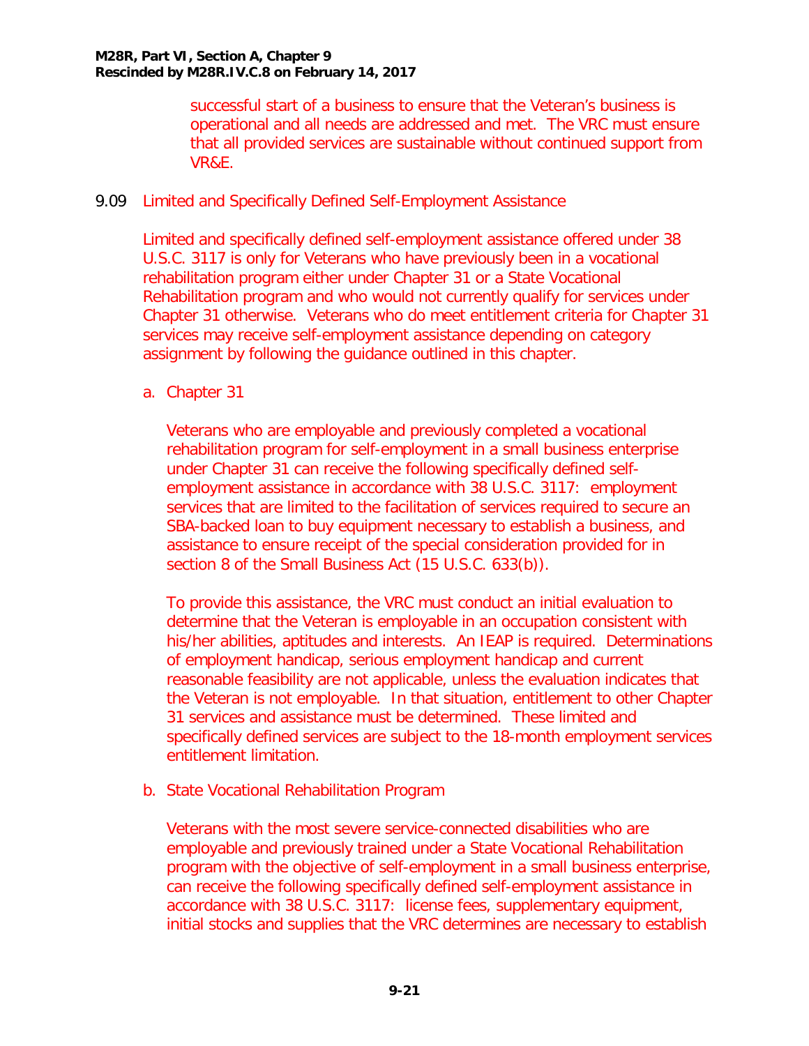successful start of a business to ensure that the Veteran's business is operational and all needs are addressed and met. The VRC must ensure that all provided services are sustainable without continued support from VR&E.

## 9.09 Limited and Specifically Defined Self-Employment Assistance

Limited and specifically defined self-employment assistance offered under 38 U.S.C. 3117 is only for Veterans who have previously been in a vocational rehabilitation program either under Chapter 31 or a State Vocational Rehabilitation program and who would not currently qualify for services under Chapter 31 otherwise. Veterans who do meet entitlement criteria for Chapter 31 services may receive self-employment assistance depending on category assignment by following the guidance outlined in this chapter.

### a. Chapter 31

Veterans who are employable and previously completed a vocational rehabilitation program for self-employment in a small business enterprise under Chapter 31 can receive the following specifically defined self-employment assistance in accordance with 38 U.S.C. 3117: employment services that are limited to the facilitation of services required to secure an SBA-backed loan to buy equipment necessary to establish a business, and assistance to ensure receipt of the special consideration provided for in section 8 of the Small Business Act (15 U.S.C. 633(b)).

To provide this assistance, the VRC must conduct an initial evaluation to determine that the Veteran is employable in an occupation consistent with his/her abilities, aptitudes and interests. An IEAP is required. Determinations of employment handicap, serious employment handicap and current reasonable feasibility are not applicable, unless the evaluation indicates that the Veteran is not employable. In that situation, entitlement to other Chapter 31 services and assistance must be determined. These limited and specifically defined services are subject to the 18-month employment services entitlement limitation.

### b. State Vocational Rehabilitation Program

Veterans with the most severe service-connected disabilities who are employable and previously trained under a State Vocational Rehabilitation program with the objective of self-employment in a small business enterprise, can receive the following specifically defined self-employment assistance in accordance with 38 U.S.C. 3117: license fees, supplementary equipment, initial stocks and supplies that the VRC determines are necessary to establish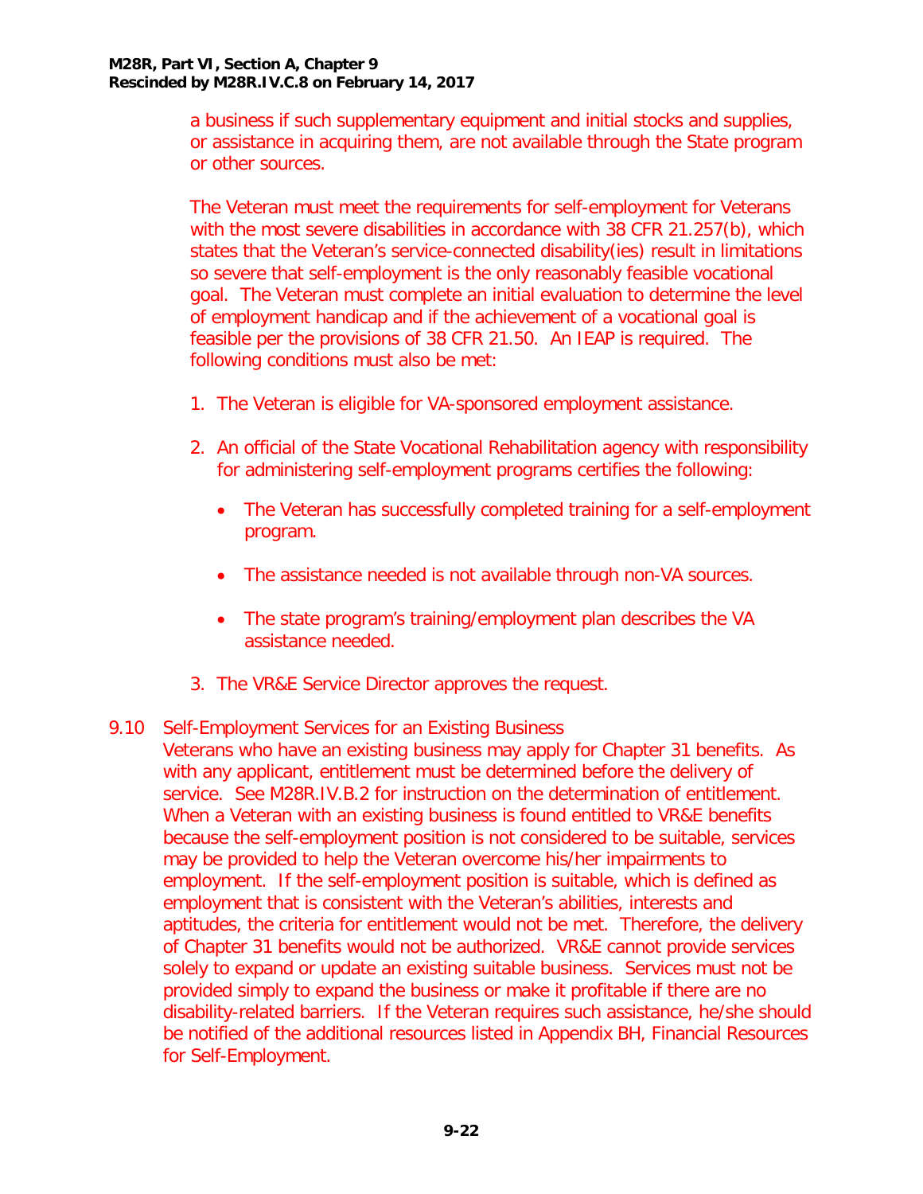a business if such supplementary equipment and initial stocks and supplies, or assistance in acquiring them, are not available through the State program or other sources.

The Veteran must meet the requirements for self-employment for Veterans with the most severe disabilities in accordance with 38 CFR 21.257(b), which states that the Veteran's service-connected disability(ies) result in limitations so severe that self-employment is the only reasonably feasible vocational goal. The Veteran must complete an initial evaluation to determine the level of employment handicap and if the achievement of a vocational goal is feasible per the provisions of 38 CFR 21.50. An IEAP is required. The following conditions must also be met:

1. The Veteran is eligible for VA-sponsored employment assistance.

2. An official of the State Vocational Rehabilitation agency with responsibility for administering self-employment programs certifies the following:

   - The Veteran has successfully completed training for a self-employment program.

   - The assistance needed is not available through non-VA sources.

   - The state program's training/employment plan describes the VA assistance needed.

3. The VR&E Service Director approves the request.

## 9.10 Self-Employment Services for an Existing Business

Veterans who have an existing business may apply for Chapter 31 benefits. As with any applicant, entitlement must be determined before the delivery of service. See M28R.IV.B.2 for instruction on the determination of entitlement. When a Veteran with an existing business is found entitled to VR&E benefits because the self-employment position is not considered to be suitable, services may be provided to help the Veteran overcome his/her impairments to employment. If the self-employment position is suitable, which is defined as employment that is consistent with the Veteran's abilities, interests and aptitudes, the criteria for entitlement would not be met. Therefore, the delivery of Chapter 31 benefits would not be authorized. VR&E cannot provide services solely to expand or update an existing suitable business. Services must not be provided simply to expand the business or make it profitable if there are no disability-related barriers. If the Veteran requires such assistance, he/she should be notified of the additional resources listed in Appendix BH, Financial Resources for Self-Employment.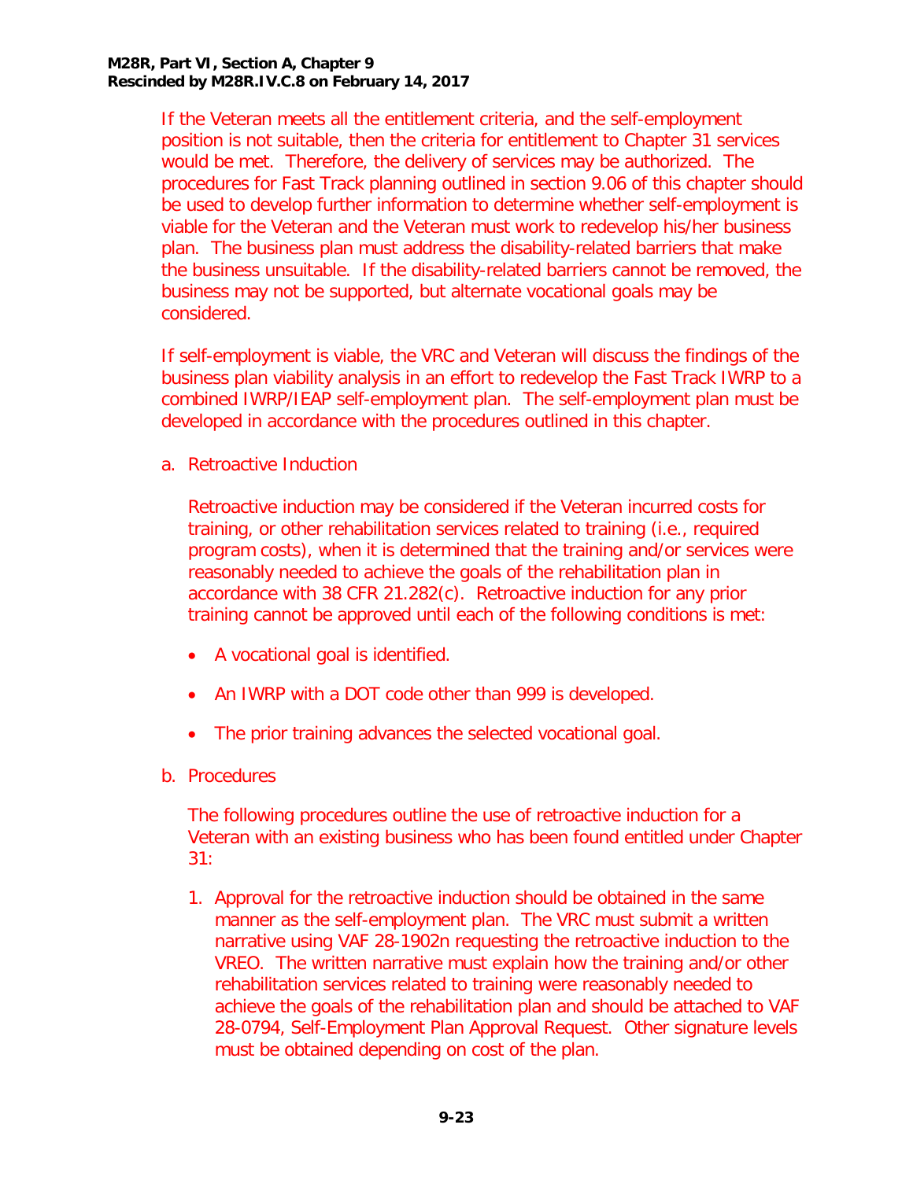If the Veteran meets all the entitlement criteria, and the self-employment position is not suitable, then the criteria for entitlement to Chapter 31 services would be met. Therefore, the delivery of services may be authorized. The procedures for Fast Track planning outlined in section 9.06 of this chapter should be used to develop further information to determine whether self-employment is viable for the Veteran and the Veteran must work to redevelop his/her business plan. The business plan must address the disability-related barriers that make the business unsuitable. If the disability-related barriers cannot be removed, the business may not be supported, but alternate vocational goals may be considered.

If self-employment is viable, the VRC and Veteran will discuss the findings of the business plan viability analysis in an effort to redevelop the Fast Track IWRP to a combined IWRP/IEAP self-employment plan. The self-employment plan must be developed in accordance with the procedures outlined in this chapter.

a. Retroactive Induction

Retroactive induction may be considered if the Veteran incurred costs for training, or other rehabilitation services related to training (i.e., required program costs), when it is determined that the training and/or services were reasonably needed to achieve the goals of the rehabilitation plan in accordance with 38 CFR 21.282(c). Retroactive induction for any prior training cannot be approved until each of the following conditions is met:

- A vocational goal is identified.
- An IWRP with a DOT code other than 999 is developed.
- The prior training advances the selected vocational goal.

b. Procedures

The following procedures outline the use of retroactive induction for a Veteran with an existing business who has been found entitled under Chapter 31:

1. Approval for the retroactive induction should be obtained in the same manner as the self-employment plan. The VRC must submit a written narrative using VAF 28-1902n requesting the retroactive induction to the VREO. The written narrative must explain how the training and/or other rehabilitation services related to training were reasonably needed to achieve the goals of the rehabilitation plan and should be attached to VAF 28-0794, Self-Employment Plan Approval Request. Other signature levels must be obtained depending on cost of the plan.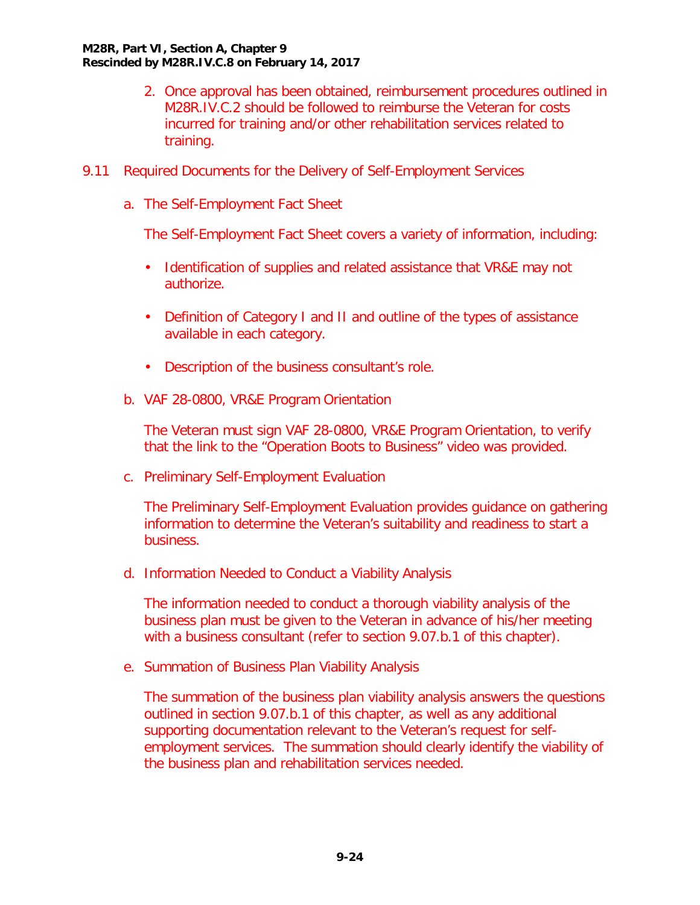2. Once approval has been obtained, reimbursement procedures outlined in M28R.IV.C.2 should be followed to reimburse the Veteran for costs incurred for training and/or other rehabilitation services related to training.

## 9.11 Required Documents for the Delivery of Self-Employment Services

a. The Self-Employment Fact Sheet

The Self-Employment Fact Sheet covers a variety of information, including:

- Identification of supplies and related assistance that VR&E may not authorize.
- Definition of Category I and II and outline of the types of assistance available in each category.
- Description of the business consultant's role.

b. VAF 28-0800, VR&E Program Orientation

The Veteran must sign VAF 28-0800, VR&E Program Orientation, to verify that the link to the "Operation Boots to Business" video was provided.

c. Preliminary Self-Employment Evaluation

The Preliminary Self-Employment Evaluation provides guidance on gathering information to determine the Veteran's suitability and readiness to start a business.

d. Information Needed to Conduct a Viability Analysis

The information needed to conduct a thorough viability analysis of the business plan must be given to the Veteran in advance of his/her meeting with a business consultant (refer to section 9.07.b.1 of this chapter).

e. Summation of Business Plan Viability Analysis

The summation of the business plan viability analysis answers the questions outlined in section 9.07.b.1 of this chapter, as well as any additional supporting documentation relevant to the Veteran's request for self-employment services. The summation should clearly identify the viability of the business plan and rehabilitation services needed.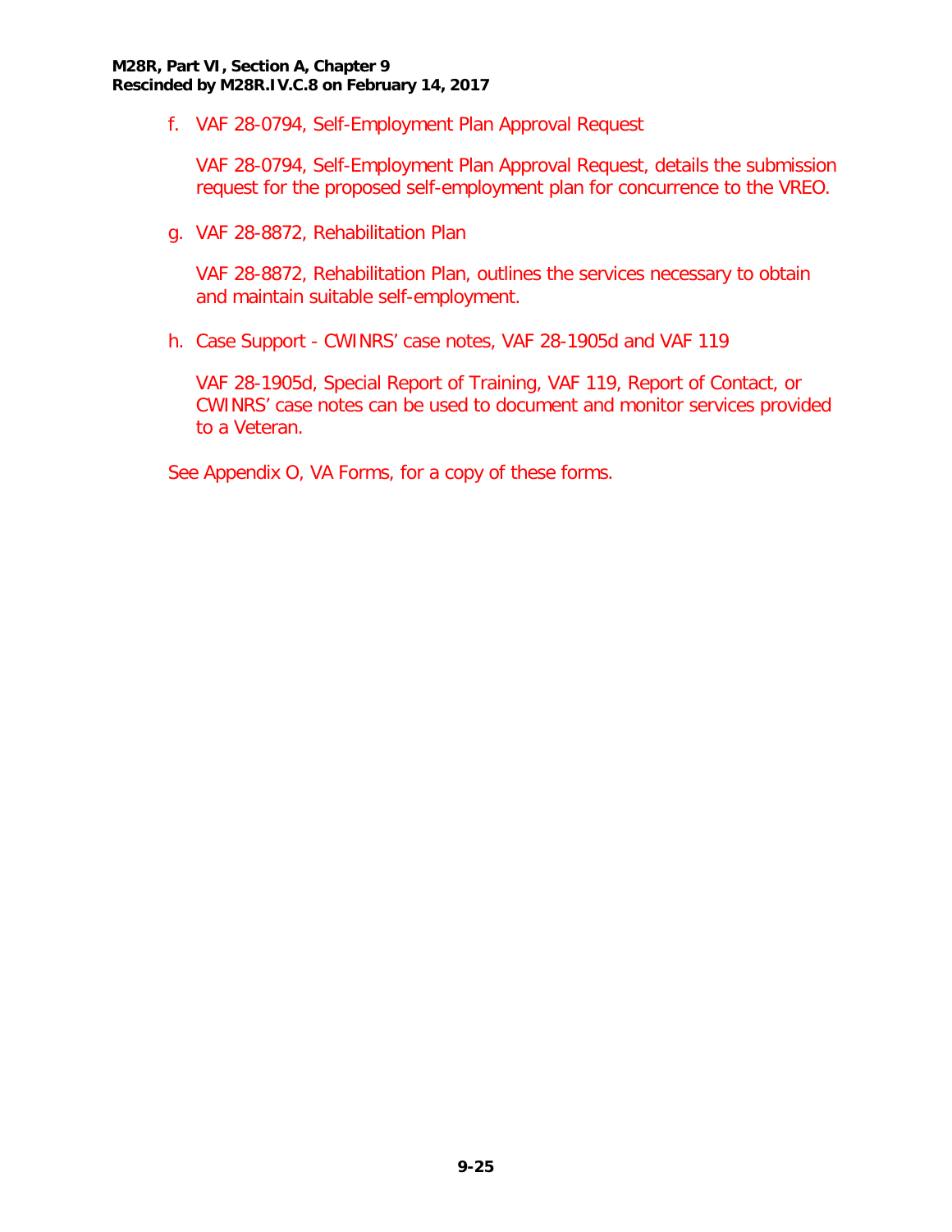f. VAF 28-0794, Self-Employment Plan Approval Request

VAF 28-0794, Self-Employment Plan Approval Request, details the submission request for the proposed self-employment plan for concurrence to the VREO.

g. VAF 28-8872, Rehabilitation Plan

VAF 28-8872, Rehabilitation Plan, outlines the services necessary to obtain and maintain suitable self-employment.

h. Case Support - CWINRS' case notes, VAF 28-1905d and VAF 119

VAF 28-1905d, Special Report of Training, VAF 119, Report of Contact, or CWINRS' case notes can be used to document and monitor services provided to a Veteran.

See Appendix O, VA Forms, for a copy of these forms.